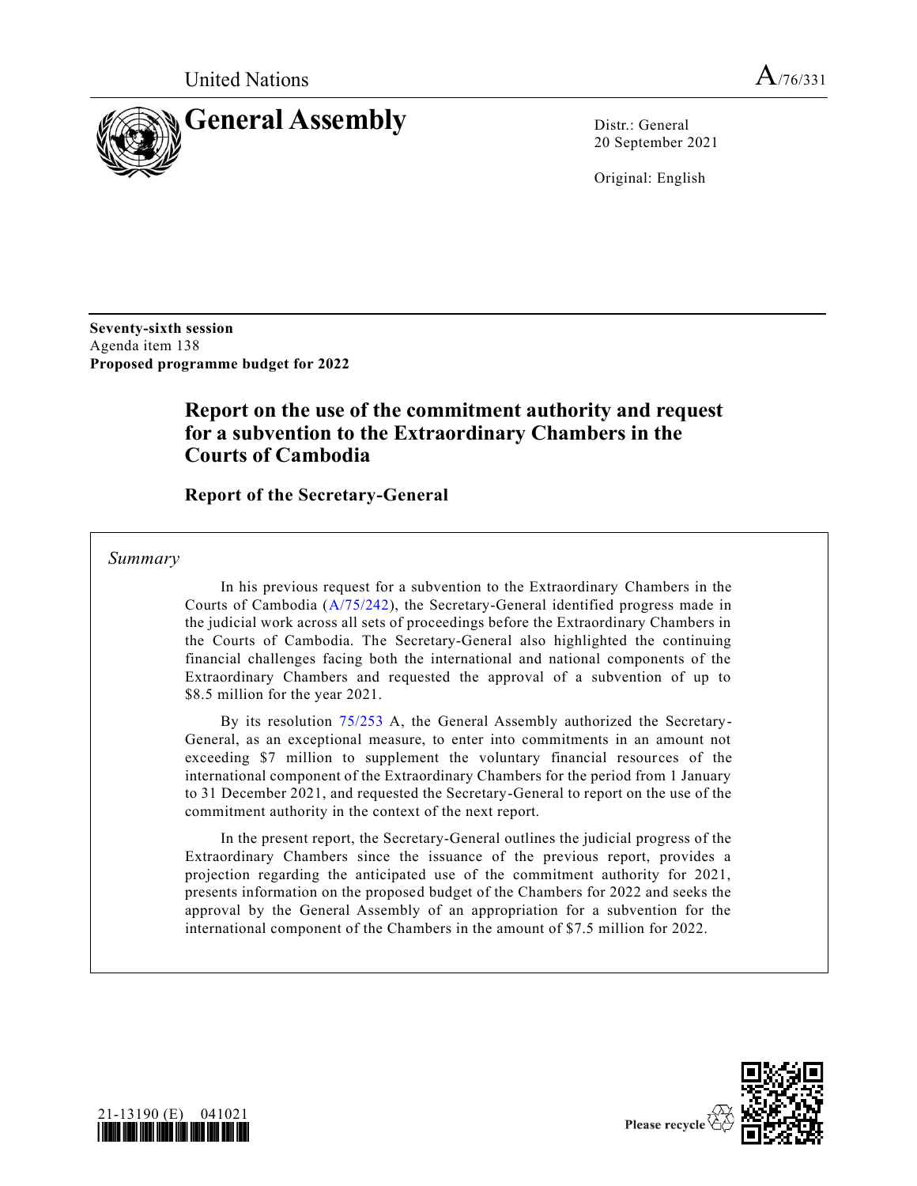United Nations

A/76/331

# General Assembly

Distr.: General
20 September 2021

Original: English

**Seventy-sixth session**
Agenda item 138
**Proposed programme budget for 2022**

## Report on the use of the commitment authority and request for a subvention to the Extraordinary Chambers in the Courts of Cambodia

### Report of the Secretary-General

*Summary*

In his previous request for a subvention to the Extraordinary Chambers in the Courts of Cambodia (A/75/242), the Secretary-General identified progress made in the judicial work across all sets of proceedings before the Extraordinary Chambers in the Courts of Cambodia. The Secretary-General also highlighted the continuing financial challenges facing both the international and national components of the Extraordinary Chambers and requested the approval of a subvention of up to $8.5 million for the year 2021.

By its resolution 75/253 A, the General Assembly authorized the Secretary-General, as an exceptional measure, to enter into commitments in an amount not exceeding $7 million to supplement the voluntary financial resources of the international component of the Extraordinary Chambers for the period from 1 January to 31 December 2021, and requested the Secretary-General to report on the use of the commitment authority in the context of the next report.

In the present report, the Secretary-General outlines the judicial progress of the Extraordinary Chambers since the issuance of the previous report, provides a projection regarding the anticipated use of the commitment authority for 2021, presents information on the proposed budget of the Chambers for 2022 and seeks the approval by the General Assembly of an appropriation for a subvention for the international component of the Chambers in the amount of $7.5 million for 2022.

21-13190 (E) 041021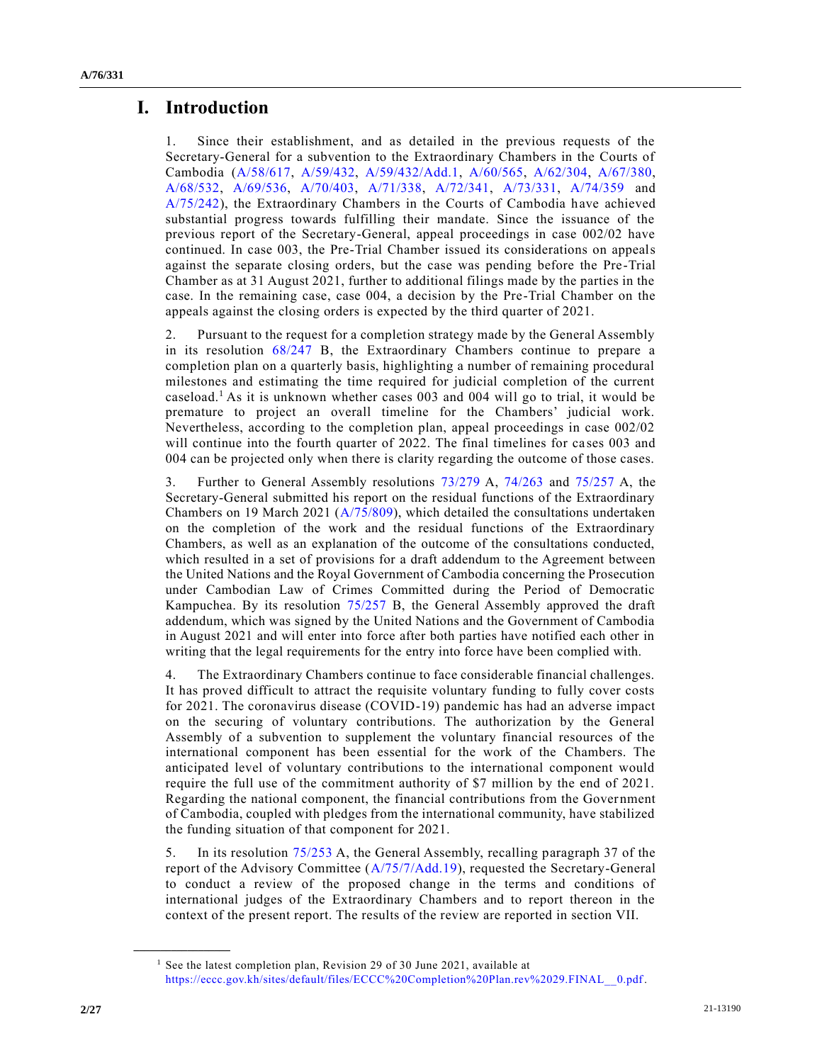# I. Introduction

1. Since their establishment, and as detailed in the previous requests of the Secretary-General for a subvention to the Extraordinary Chambers in the Courts of Cambodia (A/58/617, A/59/432, A/59/432/Add.1, A/60/565, A/62/304, A/67/380, A/68/532, A/69/536, A/70/403, A/71/338, A/72/341, A/73/331, A/74/359 and A/75/242), the Extraordinary Chambers in the Courts of Cambodia have achieved substantial progress towards fulfilling their mandate. Since the issuance of the previous report of the Secretary-General, appeal proceedings in case 002/02 have continued. In case 003, the Pre-Trial Chamber issued its considerations on appeals against the separate closing orders, but the case was pending before the Pre-Trial Chamber as at 31 August 2021, further to additional filings made by the parties in the case. In the remaining case, case 004, a decision by the Pre-Trial Chamber on the appeals against the closing orders is expected by the third quarter of 2021.

2. Pursuant to the request for a completion strategy made by the General Assembly in its resolution 68/247 B, the Extraordinary Chambers continue to prepare a completion plan on a quarterly basis, highlighting a number of remaining procedural milestones and estimating the time required for judicial completion of the current caseload.[1] As it is unknown whether cases 003 and 004 will go to trial, it would be premature to project an overall timeline for the Chambers' judicial work. Nevertheless, according to the completion plan, appeal proceedings in case 002/02 will continue into the fourth quarter of 2022. The final timelines for cases 003 and 004 can be projected only when there is clarity regarding the outcome of those cases.

3. Further to General Assembly resolutions 73/279 A, 74/263 and 75/257 A, the Secretary-General submitted his report on the residual functions of the Extraordinary Chambers on 19 March 2021 (A/75/809), which detailed the consultations undertaken on the completion of the work and the residual functions of the Extraordinary Chambers, as well as an explanation of the outcome of the consultations conducted, which resulted in a set of provisions for a draft addendum to the Agreement between the United Nations and the Royal Government of Cambodia concerning the Prosecution under Cambodian Law of Crimes Committed during the Period of Democratic Kampuchea. By its resolution 75/257 B, the General Assembly approved the draft addendum, which was signed by the United Nations and the Government of Cambodia in August 2021 and will enter into force after both parties have notified each other in writing that the legal requirements for the entry into force have been complied with.

4. The Extraordinary Chambers continue to face considerable financial challenges. It has proved difficult to attract the requisite voluntary funding to fully cover costs for 2021. The coronavirus disease (COVID-19) pandemic has had an adverse impact on the securing of voluntary contributions. The authorization by the General Assembly of a subvention to supplement the voluntary financial resources of the international component has been essential for the work of the Chambers. The anticipated level of voluntary contributions to the international component would require the full use of the commitment authority of $7 million by the end of 2021. Regarding the national component, the financial contributions from the Government of Cambodia, coupled with pledges from the international community, have stabilized the funding situation of that component for 2021.

5. In its resolution 75/253 A, the General Assembly, recalling paragraph 37 of the report of the Advisory Committee (A/75/7/Add.19), requested the Secretary-General to conduct a review of the proposed change in the terms and conditions of international judges of the Extraordinary Chambers and to report thereon in the context of the present report. The results of the review are reported in section VII.

[1] See the latest completion plan, Revision 29 of 30 June 2021, available at https://eccc.gov.kh/sites/default/files/ECCC%20Completion%20Plan.rev%2029.FINAL__0.pdf.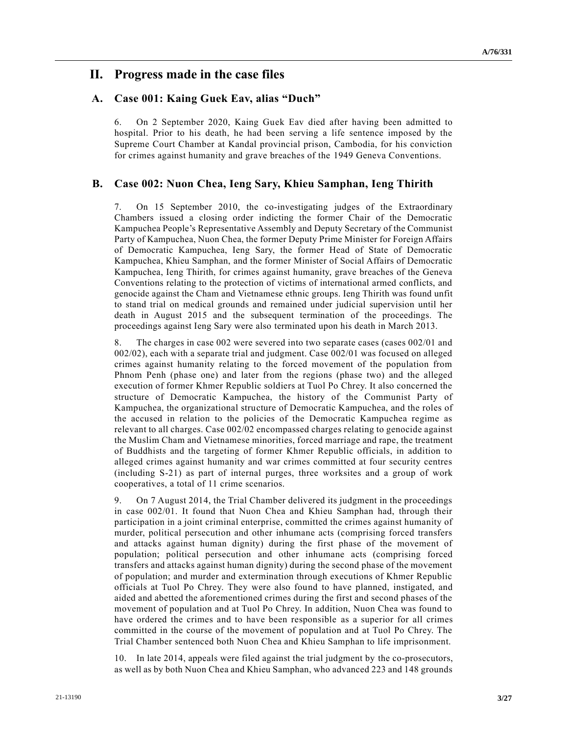## II. Progress made in the case files

### A. Case 001: Kaing Guek Eav, alias "Duch"

6. On 2 September 2020, Kaing Guek Eav died after having been admitted to hospital. Prior to his death, he had been serving a life sentence imposed by the Supreme Court Chamber at Kandal provincial prison, Cambodia, for his conviction for crimes against humanity and grave breaches of the 1949 Geneva Conventions.

### B. Case 002: Nuon Chea, Ieng Sary, Khieu Samphan, Ieng Thirith

7. On 15 September 2010, the co-investigating judges of the Extraordinary Chambers issued a closing order indicting the former Chair of the Democratic Kampuchea People's Representative Assembly and Deputy Secretary of the Communist Party of Kampuchea, Nuon Chea, the former Deputy Prime Minister for Foreign Affairs of Democratic Kampuchea, Ieng Sary, the former Head of State of Democratic Kampuchea, Khieu Samphan, and the former Minister of Social Affairs of Democratic Kampuchea, Ieng Thirith, for crimes against humanity, grave breaches of the Geneva Conventions relating to the protection of victims of international armed conflicts, and genocide against the Cham and Vietnamese ethnic groups. Ieng Thirith was found unfit to stand trial on medical grounds and remained under judicial supervision until her death in August 2015 and the subsequent termination of the proceedings. The proceedings against Ieng Sary were also terminated upon his death in March 2013.

8. The charges in case 002 were severed into two separate cases (cases 002/01 and 002/02), each with a separate trial and judgment. Case 002/01 was focused on alleged crimes against humanity relating to the forced movement of the population from Phnom Penh (phase one) and later from the regions (phase two) and the alleged execution of former Khmer Republic soldiers at Tuol Po Chrey. It also concerned the structure of Democratic Kampuchea, the history of the Communist Party of Kampuchea, the organizational structure of Democratic Kampuchea, and the roles of the accused in relation to the policies of the Democratic Kampuchea regime as relevant to all charges. Case 002/02 encompassed charges relating to genocide against the Muslim Cham and Vietnamese minorities, forced marriage and rape, the treatment of Buddhists and the targeting of former Khmer Republic officials, in addition to alleged crimes against humanity and war crimes committed at four security centres (including S-21) as part of internal purges, three worksites and a group of work cooperatives, a total of 11 crime scenarios.

9. On 7 August 2014, the Trial Chamber delivered its judgment in the proceedings in case 002/01. It found that Nuon Chea and Khieu Samphan had, through their participation in a joint criminal enterprise, committed the crimes against humanity of murder, political persecution and other inhumane acts (comprising forced transfers and attacks against human dignity) during the first phase of the movement of population; political persecution and other inhumane acts (comprising forced transfers and attacks against human dignity) during the second phase of the movement of population; and murder and extermination through executions of Khmer Republic officials at Tuol Po Chrey. They were also found to have planned, instigated, and aided and abetted the aforementioned crimes during the first and second phases of the movement of population and at Tuol Po Chrey. In addition, Nuon Chea was found to have ordered the crimes and to have been responsible as a superior for all crimes committed in the course of the movement of population and at Tuol Po Chrey. The Trial Chamber sentenced both Nuon Chea and Khieu Samphan to life imprisonment.

10. In late 2014, appeals were filed against the trial judgment by the co-prosecutors, as well as by both Nuon Chea and Khieu Samphan, who advanced 223 and 148 grounds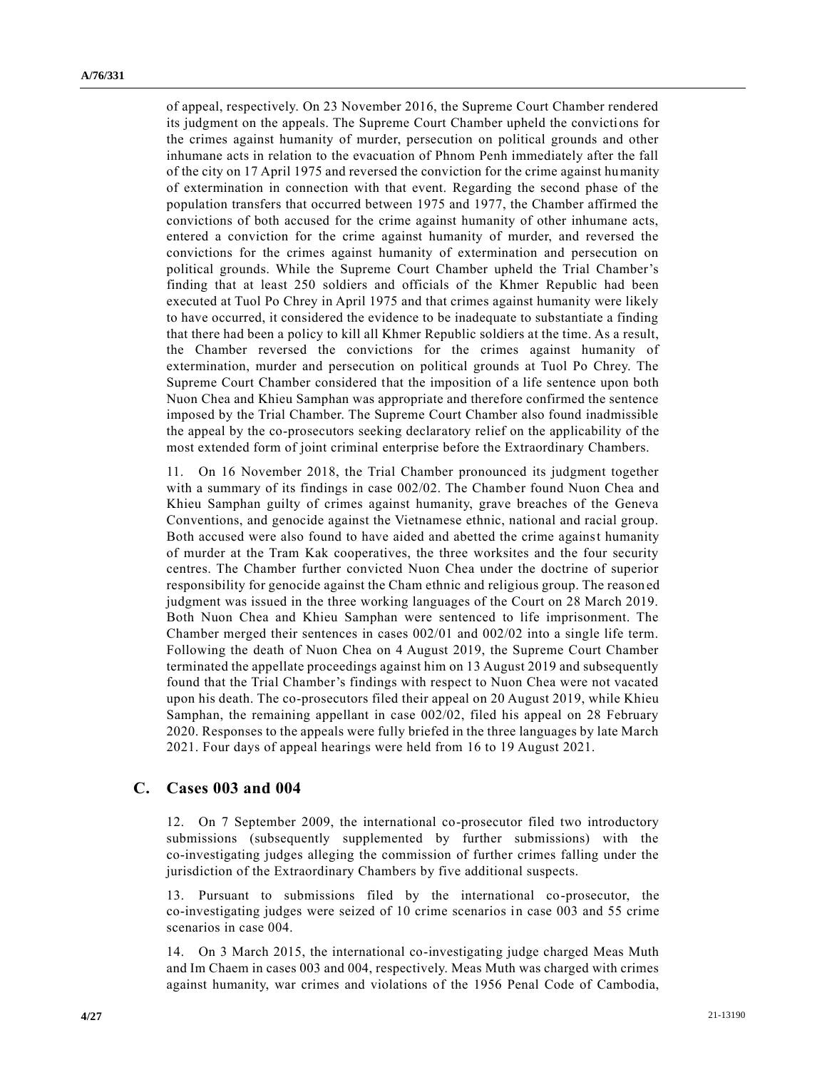of appeal, respectively. On 23 November 2016, the Supreme Court Chamber rendered its judgment on the appeals. The Supreme Court Chamber upheld the convictions for the crimes against humanity of murder, persecution on political grounds and other inhumane acts in relation to the evacuation of Phnom Penh immediately after the fall of the city on 17 April 1975 and reversed the conviction for the crime against humanity of extermination in connection with that event. Regarding the second phase of the population transfers that occurred between 1975 and 1977, the Chamber affirmed the convictions of both accused for the crime against humanity of other inhumane acts, entered a conviction for the crime against humanity of murder, and reversed the convictions for the crimes against humanity of extermination and persecution on political grounds. While the Supreme Court Chamber upheld the Trial Chamber's finding that at least 250 soldiers and officials of the Khmer Republic had been executed at Tuol Po Chrey in April 1975 and that crimes against humanity were likely to have occurred, it considered the evidence to be inadequate to substantiate a finding that there had been a policy to kill all Khmer Republic soldiers at the time. As a result, the Chamber reversed the convictions for the crimes against humanity of extermination, murder and persecution on political grounds at Tuol Po Chrey. The Supreme Court Chamber considered that the imposition of a life sentence upon both Nuon Chea and Khieu Samphan was appropriate and therefore confirmed the sentence imposed by the Trial Chamber. The Supreme Court Chamber also found inadmissible the appeal by the co-prosecutors seeking declaratory relief on the applicability of the most extended form of joint criminal enterprise before the Extraordinary Chambers.

11. On 16 November 2018, the Trial Chamber pronounced its judgment together with a summary of its findings in case 002/02. The Chamber found Nuon Chea and Khieu Samphan guilty of crimes against humanity, grave breaches of the Geneva Conventions, and genocide against the Vietnamese ethnic, national and racial group. Both accused were also found to have aided and abetted the crime against humanity of murder at the Tram Kak cooperatives, the three worksites and the four security centres. The Chamber further convicted Nuon Chea under the doctrine of superior responsibility for genocide against the Cham ethnic and religious group. The reasoned judgment was issued in the three working languages of the Court on 28 March 2019. Both Nuon Chea and Khieu Samphan were sentenced to life imprisonment. The Chamber merged their sentences in cases 002/01 and 002/02 into a single life term. Following the death of Nuon Chea on 4 August 2019, the Supreme Court Chamber terminated the appellate proceedings against him on 13 August 2019 and subsequently found that the Trial Chamber's findings with respect to Nuon Chea were not vacated upon his death. The co-prosecutors filed their appeal on 20 August 2019, while Khieu Samphan, the remaining appellant in case 002/02, filed his appeal on 28 February 2020. Responses to the appeals were fully briefed in the three languages by late March 2021. Four days of appeal hearings were held from 16 to 19 August 2021.

## C. Cases 003 and 004

12. On 7 September 2009, the international co-prosecutor filed two introductory submissions (subsequently supplemented by further submissions) with the co-investigating judges alleging the commission of further crimes falling under the jurisdiction of the Extraordinary Chambers by five additional suspects.

13. Pursuant to submissions filed by the international co-prosecutor, the co-investigating judges were seized of 10 crime scenarios in case 003 and 55 crime scenarios in case 004.

14. On 3 March 2015, the international co-investigating judge charged Meas Muth and Im Chaem in cases 003 and 004, respectively. Meas Muth was charged with crimes against humanity, war crimes and violations of the 1956 Penal Code of Cambodia,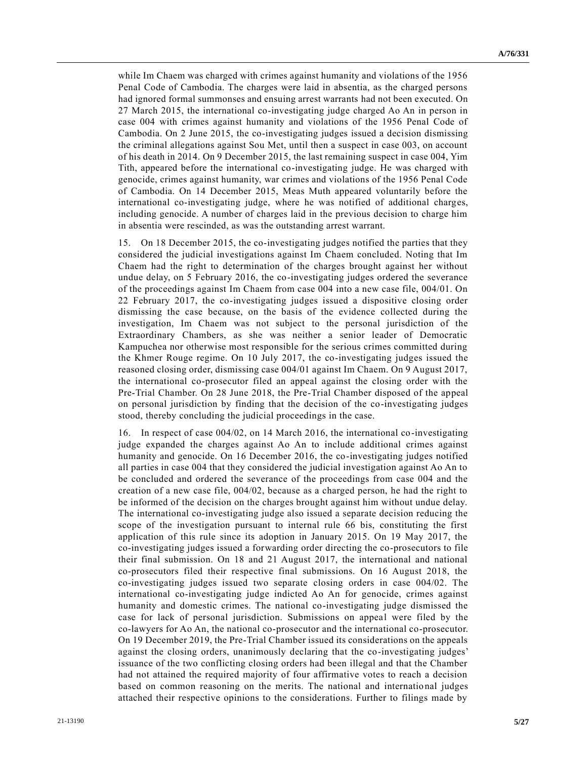while Im Chaem was charged with crimes against humanity and violations of the 1956 Penal Code of Cambodia. The charges were laid in absentia, as the charged persons had ignored formal summonses and ensuing arrest warrants had not been executed. On 27 March 2015, the international co-investigating judge charged Ao An in person in case 004 with crimes against humanity and violations of the 1956 Penal Code of Cambodia. On 2 June 2015, the co-investigating judges issued a decision dismissing the criminal allegations against Sou Met, until then a suspect in case 003, on account of his death in 2014. On 9 December 2015, the last remaining suspect in case 004, Yim Tith, appeared before the international co-investigating judge. He was charged with genocide, crimes against humanity, war crimes and violations of the 1956 Penal Code of Cambodia. On 14 December 2015, Meas Muth appeared voluntarily before the international co-investigating judge, where he was notified of additional charges, including genocide. A number of charges laid in the previous decision to charge him in absentia were rescinded, as was the outstanding arrest warrant.

15. On 18 December 2015, the co-investigating judges notified the parties that they considered the judicial investigations against Im Chaem concluded. Noting that Im Chaem had the right to determination of the charges brought against her without undue delay, on 5 February 2016, the co-investigating judges ordered the severance of the proceedings against Im Chaem from case 004 into a new case file, 004/01. On 22 February 2017, the co-investigating judges issued a dispositive closing order dismissing the case because, on the basis of the evidence collected during the investigation, Im Chaem was not subject to the personal jurisdiction of the Extraordinary Chambers, as she was neither a senior leader of Democratic Kampuchea nor otherwise most responsible for the serious crimes committed during the Khmer Rouge regime. On 10 July 2017, the co-investigating judges issued the reasoned closing order, dismissing case 004/01 against Im Chaem. On 9 August 2017, the international co-prosecutor filed an appeal against the closing order with the Pre-Trial Chamber. On 28 June 2018, the Pre-Trial Chamber disposed of the appeal on personal jurisdiction by finding that the decision of the co-investigating judges stood, thereby concluding the judicial proceedings in the case.

16. In respect of case 004/02, on 14 March 2016, the international co-investigating judge expanded the charges against Ao An to include additional crimes against humanity and genocide. On 16 December 2016, the co-investigating judges notified all parties in case 004 that they considered the judicial investigation against Ao An to be concluded and ordered the severance of the proceedings from case 004 and the creation of a new case file, 004/02, because as a charged person, he had the right to be informed of the decision on the charges brought against him without undue delay. The international co-investigating judge also issued a separate decision reducing the scope of the investigation pursuant to internal rule 66 bis, constituting the first application of this rule since its adoption in January 2015. On 19 May 2017, the co-investigating judges issued a forwarding order directing the co-prosecutors to file their final submission. On 18 and 21 August 2017, the international and national co-prosecutors filed their respective final submissions. On 16 August 2018, the co-investigating judges issued two separate closing orders in case 004/02. The international co-investigating judge indicted Ao An for genocide, crimes against humanity and domestic crimes. The national co-investigating judge dismissed the case for lack of personal jurisdiction. Submissions on appeal were filed by the co-lawyers for Ao An, the national co-prosecutor and the international co-prosecutor. On 19 December 2019, the Pre-Trial Chamber issued its considerations on the appeals against the closing orders, unanimously declaring that the co-investigating judges' issuance of the two conflicting closing orders had been illegal and that the Chamber had not attained the required majority of four affirmative votes to reach a decision based on common reasoning on the merits. The national and international judges attached their respective opinions to the considerations. Further to filings made by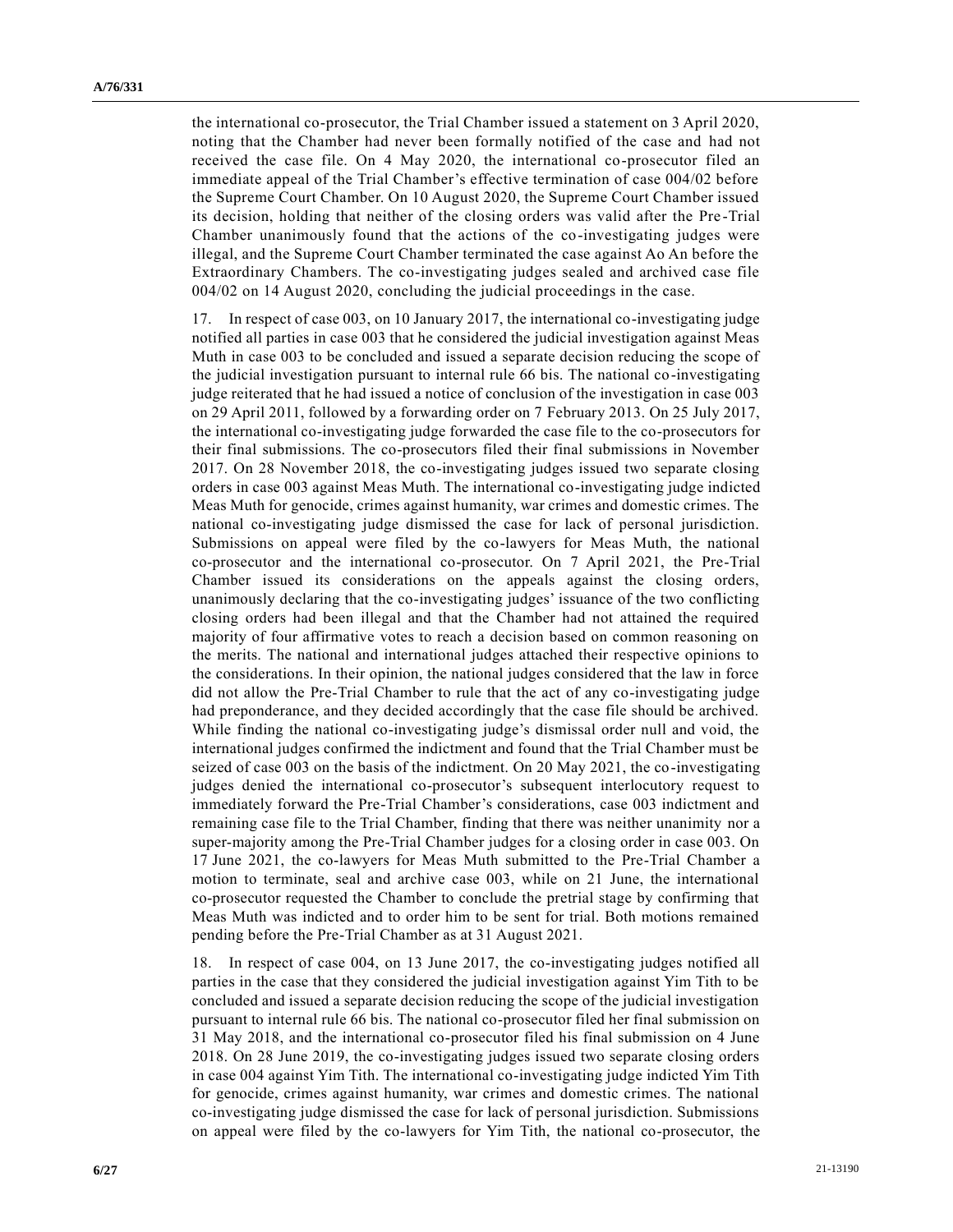the international co-prosecutor, the Trial Chamber issued a statement on 3 April 2020, noting that the Chamber had never been formally notified of the case and had not received the case file. On 4 May 2020, the international co-prosecutor filed an immediate appeal of the Trial Chamber's effective termination of case 004/02 before the Supreme Court Chamber. On 10 August 2020, the Supreme Court Chamber issued its decision, holding that neither of the closing orders was valid after the Pre-Trial Chamber unanimously found that the actions of the co-investigating judges were illegal, and the Supreme Court Chamber terminated the case against Ao An before the Extraordinary Chambers. The co-investigating judges sealed and archived case file 004/02 on 14 August 2020, concluding the judicial proceedings in the case.

17. In respect of case 003, on 10 January 2017, the international co-investigating judge notified all parties in case 003 that he considered the judicial investigation against Meas Muth in case 003 to be concluded and issued a separate decision reducing the scope of the judicial investigation pursuant to internal rule 66 bis. The national co-investigating judge reiterated that he had issued a notice of conclusion of the investigation in case 003 on 29 April 2011, followed by a forwarding order on 7 February 2013. On 25 July 2017, the international co-investigating judge forwarded the case file to the co-prosecutors for their final submissions. The co-prosecutors filed their final submissions in November 2017. On 28 November 2018, the co-investigating judges issued two separate closing orders in case 003 against Meas Muth. The international co-investigating judge indicted Meas Muth for genocide, crimes against humanity, war crimes and domestic crimes. The national co-investigating judge dismissed the case for lack of personal jurisdiction. Submissions on appeal were filed by the co-lawyers for Meas Muth, the national co-prosecutor and the international co-prosecutor. On 7 April 2021, the Pre-Trial Chamber issued its considerations on the appeals against the closing orders, unanimously declaring that the co-investigating judges' issuance of the two conflicting closing orders had been illegal and that the Chamber had not attained the required majority of four affirmative votes to reach a decision based on common reasoning on the merits. The national and international judges attached their respective opinions to the considerations. In their opinion, the national judges considered that the law in force did not allow the Pre-Trial Chamber to rule that the act of any co-investigating judge had preponderance, and they decided accordingly that the case file should be archived. While finding the national co-investigating judge's dismissal order null and void, the international judges confirmed the indictment and found that the Trial Chamber must be seized of case 003 on the basis of the indictment. On 20 May 2021, the co-investigating judges denied the international co-prosecutor's subsequent interlocutory request to immediately forward the Pre-Trial Chamber's considerations, case 003 indictment and remaining case file to the Trial Chamber, finding that there was neither unanimity nor a super-majority among the Pre-Trial Chamber judges for a closing order in case 003. On 17 June 2021, the co-lawyers for Meas Muth submitted to the Pre-Trial Chamber a motion to terminate, seal and archive case 003, while on 21 June, the international co-prosecutor requested the Chamber to conclude the pretrial stage by confirming that Meas Muth was indicted and to order him to be sent for trial. Both motions remained pending before the Pre-Trial Chamber as at 31 August 2021.

18. In respect of case 004, on 13 June 2017, the co-investigating judges notified all parties in the case that they considered the judicial investigation against Yim Tith to be concluded and issued a separate decision reducing the scope of the judicial investigation pursuant to internal rule 66 bis. The national co-prosecutor filed her final submission on 31 May 2018, and the international co-prosecutor filed his final submission on 4 June 2018. On 28 June 2019, the co-investigating judges issued two separate closing orders in case 004 against Yim Tith. The international co-investigating judge indicted Yim Tith for genocide, crimes against humanity, war crimes and domestic crimes. The national co-investigating judge dismissed the case for lack of personal jurisdiction. Submissions on appeal were filed by the co-lawyers for Yim Tith, the national co-prosecutor, the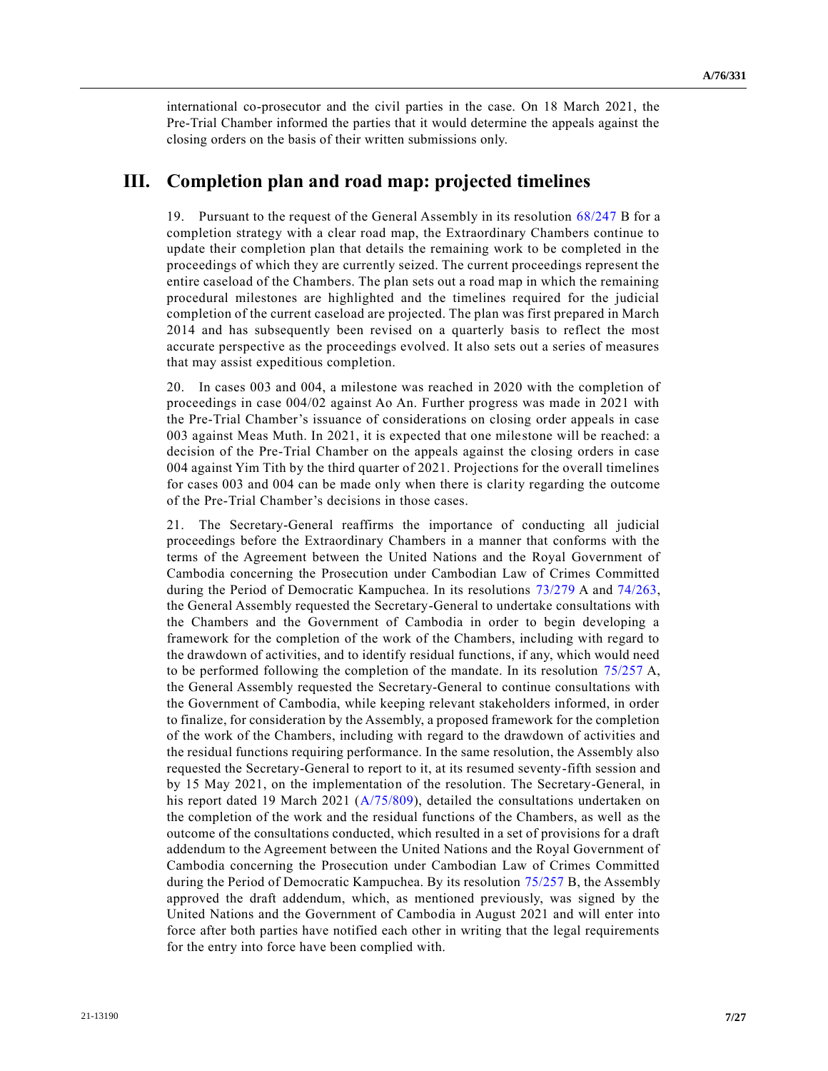international co-prosecutor and the civil parties in the case. On 18 March 2021, the Pre-Trial Chamber informed the parties that it would determine the appeals against the closing orders on the basis of their written submissions only.

# III. Completion plan and road map: projected timelines

19. Pursuant to the request of the General Assembly in its resolution 68/247 B for a completion strategy with a clear road map, the Extraordinary Chambers continue to update their completion plan that details the remaining work to be completed in the proceedings of which they are currently seized. The current proceedings represent the entire caseload of the Chambers. The plan sets out a road map in which the remaining procedural milestones are highlighted and the timelines required for the judicial completion of the current caseload are projected. The plan was first prepared in March 2014 and has subsequently been revised on a quarterly basis to reflect the most accurate perspective as the proceedings evolved. It also sets out a series of measures that may assist expeditious completion.

20. In cases 003 and 004, a milestone was reached in 2020 with the completion of proceedings in case 004/02 against Ao An. Further progress was made in 2021 with the Pre-Trial Chamber's issuance of considerations on closing order appeals in case 003 against Meas Muth. In 2021, it is expected that one milestone will be reached: a decision of the Pre-Trial Chamber on the appeals against the closing orders in case 004 against Yim Tith by the third quarter of 2021. Projections for the overall timelines for cases 003 and 004 can be made only when there is clarity regarding the outcome of the Pre-Trial Chamber's decisions in those cases.

21. The Secretary-General reaffirms the importance of conducting all judicial proceedings before the Extraordinary Chambers in a manner that conforms with the terms of the Agreement between the United Nations and the Royal Government of Cambodia concerning the Prosecution under Cambodian Law of Crimes Committed during the Period of Democratic Kampuchea. In its resolutions 73/279 A and 74/263, the General Assembly requested the Secretary-General to undertake consultations with the Chambers and the Government of Cambodia in order to begin developing a framework for the completion of the work of the Chambers, including with regard to the drawdown of activities, and to identify residual functions, if any, which would need to be performed following the completion of the mandate. In its resolution 75/257 A, the General Assembly requested the Secretary-General to continue consultations with the Government of Cambodia, while keeping relevant stakeholders informed, in order to finalize, for consideration by the Assembly, a proposed framework for the completion of the work of the Chambers, including with regard to the drawdown of activities and the residual functions requiring performance. In the same resolution, the Assembly also requested the Secretary-General to report to it, at its resumed seventy-fifth session and by 15 May 2021, on the implementation of the resolution. The Secretary-General, in his report dated 19 March 2021 (A/75/809), detailed the consultations undertaken on the completion of the work and the residual functions of the Chambers, as well as the outcome of the consultations conducted, which resulted in a set of provisions for a draft addendum to the Agreement between the United Nations and the Royal Government of Cambodia concerning the Prosecution under Cambodian Law of Crimes Committed during the Period of Democratic Kampuchea. By its resolution 75/257 B, the Assembly approved the draft addendum, which, as mentioned previously, was signed by the United Nations and the Government of Cambodia in August 2021 and will enter into force after both parties have notified each other in writing that the legal requirements for the entry into force have been complied with.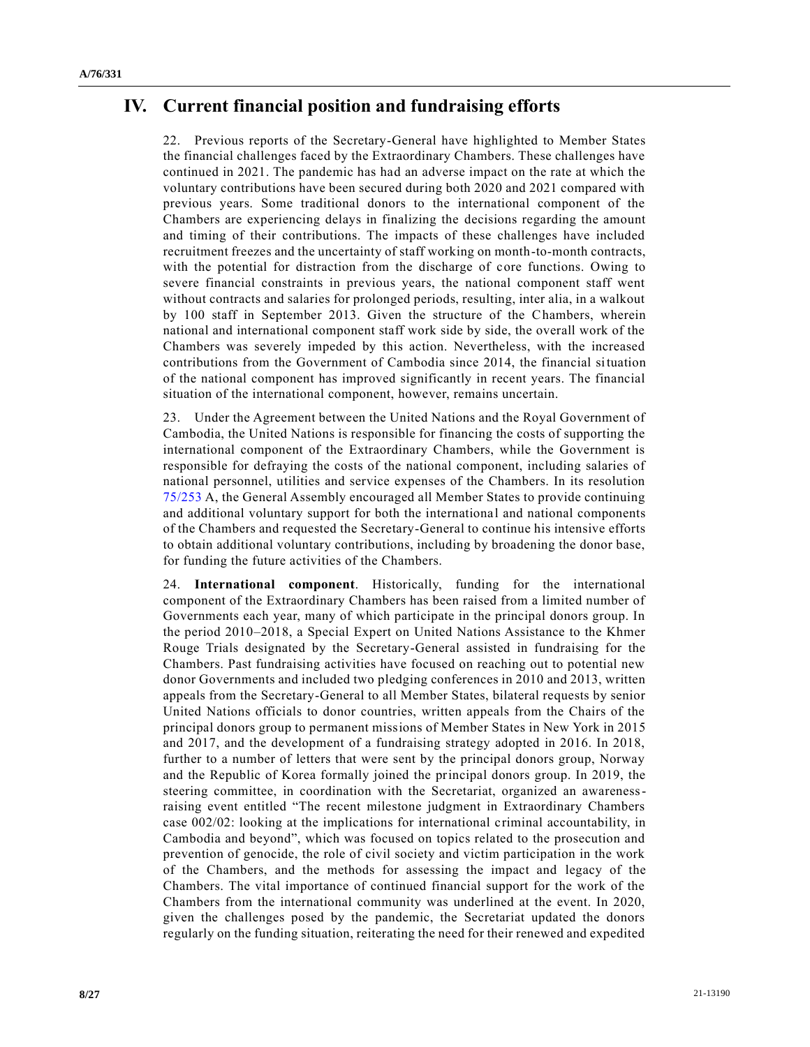# IV. Current financial position and fundraising efforts

22. Previous reports of the Secretary-General have highlighted to Member States the financial challenges faced by the Extraordinary Chambers. These challenges have continued in 2021. The pandemic has had an adverse impact on the rate at which the voluntary contributions have been secured during both 2020 and 2021 compared with previous years. Some traditional donors to the international component of the Chambers are experiencing delays in finalizing the decisions regarding the amount and timing of their contributions. The impacts of these challenges have included recruitment freezes and the uncertainty of staff working on month-to-month contracts, with the potential for distraction from the discharge of core functions. Owing to severe financial constraints in previous years, the national component staff went without contracts and salaries for prolonged periods, resulting, inter alia, in a walkout by 100 staff in September 2013. Given the structure of the Chambers, wherein national and international component staff work side by side, the overall work of the Chambers was severely impeded by this action. Nevertheless, with the increased contributions from the Government of Cambodia since 2014, the financial situation of the national component has improved significantly in recent years. The financial situation of the international component, however, remains uncertain.

23. Under the Agreement between the United Nations and the Royal Government of Cambodia, the United Nations is responsible for financing the costs of supporting the international component of the Extraordinary Chambers, while the Government is responsible for defraying the costs of the national component, including salaries of national personnel, utilities and service expenses of the Chambers. In its resolution 75/253 A, the General Assembly encouraged all Member States to provide continuing and additional voluntary support for both the international and national components of the Chambers and requested the Secretary-General to continue his intensive efforts to obtain additional voluntary contributions, including by broadening the donor base, for funding the future activities of the Chambers.

24. **International component**. Historically, funding for the international component of the Extraordinary Chambers has been raised from a limited number of Governments each year, many of which participate in the principal donors group. In the period 2010–2018, a Special Expert on United Nations Assistance to the Khmer Rouge Trials designated by the Secretary-General assisted in fundraising for the Chambers. Past fundraising activities have focused on reaching out to potential new donor Governments and included two pledging conferences in 2010 and 2013, written appeals from the Secretary-General to all Member States, bilateral requests by senior United Nations officials to donor countries, written appeals from the Chairs of the principal donors group to permanent missions of Member States in New York in 2015 and 2017, and the development of a fundraising strategy adopted in 2016. In 2018, further to a number of letters that were sent by the principal donors group, Norway and the Republic of Korea formally joined the principal donors group. In 2019, the steering committee, in coordination with the Secretariat, organized an awareness-raising event entitled "The recent milestone judgment in Extraordinary Chambers case 002/02: looking at the implications for international criminal accountability, in Cambodia and beyond", which was focused on topics related to the prosecution and prevention of genocide, the role of civil society and victim participation in the work of the Chambers, and the methods for assessing the impact and legacy of the Chambers. The vital importance of continued financial support for the work of the Chambers from the international community was underlined at the event. In 2020, given the challenges posed by the pandemic, the Secretariat updated the donors regularly on the funding situation, reiterating the need for their renewed and expedited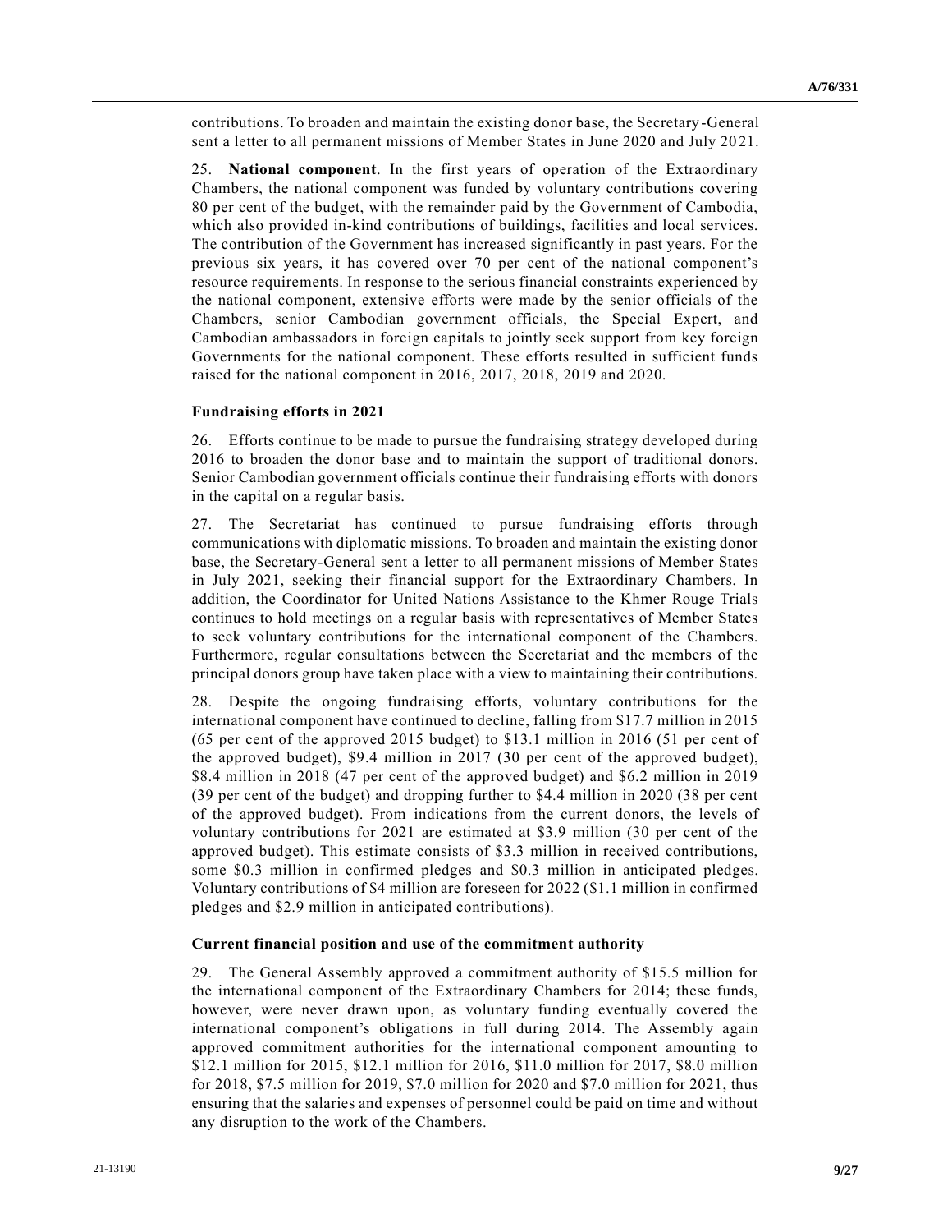contributions. To broaden and maintain the existing donor base, the Secretary-General sent a letter to all permanent missions of Member States in June 2020 and July 2021.

25. **National component**. In the first years of operation of the Extraordinary Chambers, the national component was funded by voluntary contributions covering 80 per cent of the budget, with the remainder paid by the Government of Cambodia, which also provided in-kind contributions of buildings, facilities and local services. The contribution of the Government has increased significantly in past years. For the previous six years, it has covered over 70 per cent of the national component's resource requirements. In response to the serious financial constraints experienced by the national component, extensive efforts were made by the senior officials of the Chambers, senior Cambodian government officials, the Special Expert, and Cambodian ambassadors in foreign capitals to jointly seek support from key foreign Governments for the national component. These efforts resulted in sufficient funds raised for the national component in 2016, 2017, 2018, 2019 and 2020.

### Fundraising efforts in 2021

26. Efforts continue to be made to pursue the fundraising strategy developed during 2016 to broaden the donor base and to maintain the support of traditional donors. Senior Cambodian government officials continue their fundraising efforts with donors in the capital on a regular basis.

27. The Secretariat has continued to pursue fundraising efforts through communications with diplomatic missions. To broaden and maintain the existing donor base, the Secretary-General sent a letter to all permanent missions of Member States in July 2021, seeking their financial support for the Extraordinary Chambers. In addition, the Coordinator for United Nations Assistance to the Khmer Rouge Trials continues to hold meetings on a regular basis with representatives of Member States to seek voluntary contributions for the international component of the Chambers. Furthermore, regular consultations between the Secretariat and the members of the principal donors group have taken place with a view to maintaining their contributions.

28. Despite the ongoing fundraising efforts, voluntary contributions for the international component have continued to decline, falling from $17.7 million in 2015 (65 per cent of the approved 2015 budget) to $13.1 million in 2016 (51 per cent of the approved budget), $9.4 million in 2017 (30 per cent of the approved budget), $8.4 million in 2018 (47 per cent of the approved budget) and $6.2 million in 2019 (39 per cent of the budget) and dropping further to $4.4 million in 2020 (38 per cent of the approved budget). From indications from the current donors, the levels of voluntary contributions for 2021 are estimated at $3.9 million (30 per cent of the approved budget). This estimate consists of $3.3 million in received contributions, some $0.3 million in confirmed pledges and $0.3 million in anticipated pledges. Voluntary contributions of $4 million are foreseen for 2022 ($1.1 million in confirmed pledges and $2.9 million in anticipated contributions).

### Current financial position and use of the commitment authority

29. The General Assembly approved a commitment authority of $15.5 million for the international component of the Extraordinary Chambers for 2014; these funds, however, were never drawn upon, as voluntary funding eventually covered the international component's obligations in full during 2014. The Assembly again approved commitment authorities for the international component amounting to $12.1 million for 2015, $12.1 million for 2016, $11.0 million for 2017, $8.0 million for 2018, $7.5 million for 2019, $7.0 million for 2020 and $7.0 million for 2021, thus ensuring that the salaries and expenses of personnel could be paid on time and without any disruption to the work of the Chambers.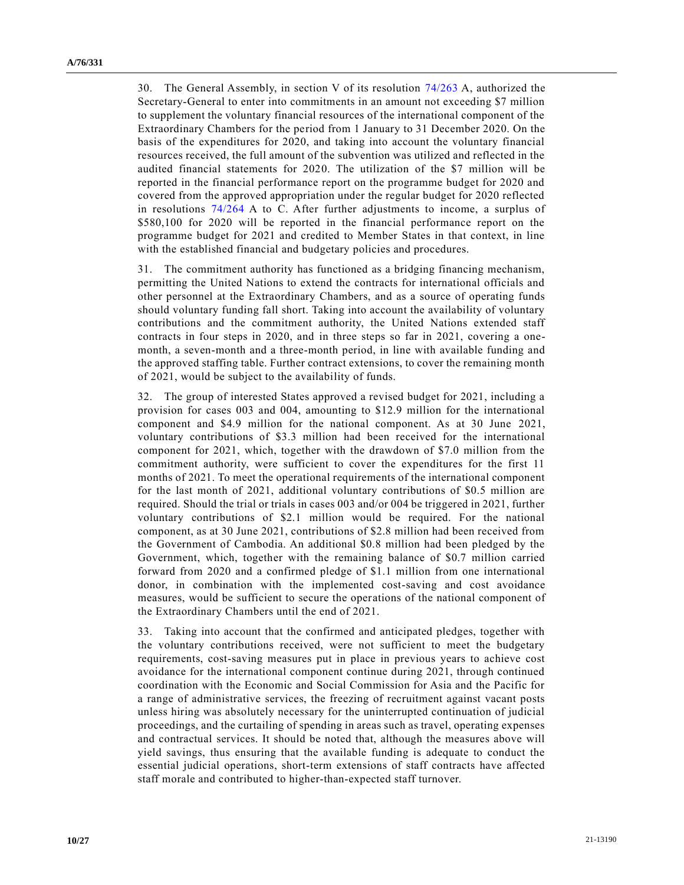30. The General Assembly, in section V of its resolution 74/263 A, authorized the Secretary-General to enter into commitments in an amount not exceeding \$7 million to supplement the voluntary financial resources of the international component of the Extraordinary Chambers for the period from 1 January to 31 December 2020. On the basis of the expenditures for 2020, and taking into account the voluntary financial resources received, the full amount of the subvention was utilized and reflected in the audited financial statements for 2020. The utilization of the \$7 million will be reported in the financial performance report on the programme budget for 2020 and covered from the approved appropriation under the regular budget for 2020 reflected in resolutions 74/264 A to C. After further adjustments to income, a surplus of \$580,100 for 2020 will be reported in the financial performance report on the programme budget for 2021 and credited to Member States in that context, in line with the established financial and budgetary policies and procedures.

31. The commitment authority has functioned as a bridging financing mechanism, permitting the United Nations to extend the contracts for international officials and other personnel at the Extraordinary Chambers, and as a source of operating funds should voluntary funding fall short. Taking into account the availability of voluntary contributions and the commitment authority, the United Nations extended staff contracts in four steps in 2020, and in three steps so far in 2021, covering a one-month, a seven-month and a three-month period, in line with available funding and the approved staffing table. Further contract extensions, to cover the remaining month of 2021, would be subject to the availability of funds.

32. The group of interested States approved a revised budget for 2021, including a provision for cases 003 and 004, amounting to \$12.9 million for the international component and \$4.9 million for the national component. As at 30 June 2021, voluntary contributions of \$3.3 million had been received for the international component for 2021, which, together with the drawdown of \$7.0 million from the commitment authority, were sufficient to cover the expenditures for the first 11 months of 2021. To meet the operational requirements of the international component for the last month of 2021, additional voluntary contributions of \$0.5 million are required. Should the trial or trials in cases 003 and/or 004 be triggered in 2021, further voluntary contributions of \$2.1 million would be required. For the national component, as at 30 June 2021, contributions of \$2.8 million had been received from the Government of Cambodia. An additional \$0.8 million had been pledged by the Government, which, together with the remaining balance of \$0.7 million carried forward from 2020 and a confirmed pledge of \$1.1 million from one international donor, in combination with the implemented cost-saving and cost avoidance measures, would be sufficient to secure the operations of the national component of the Extraordinary Chambers until the end of 2021.

33. Taking into account that the confirmed and anticipated pledges, together with the voluntary contributions received, were not sufficient to meet the budgetary requirements, cost-saving measures put in place in previous years to achieve cost avoidance for the international component continue during 2021, through continued coordination with the Economic and Social Commission for Asia and the Pacific for a range of administrative services, the freezing of recruitment against vacant posts unless hiring was absolutely necessary for the uninterrupted continuation of judicial proceedings, and the curtailing of spending in areas such as travel, operating expenses and contractual services. It should be noted that, although the measures above will yield savings, thus ensuring that the available funding is adequate to conduct the essential judicial operations, short-term extensions of staff contracts have affected staff morale and contributed to higher-than-expected staff turnover.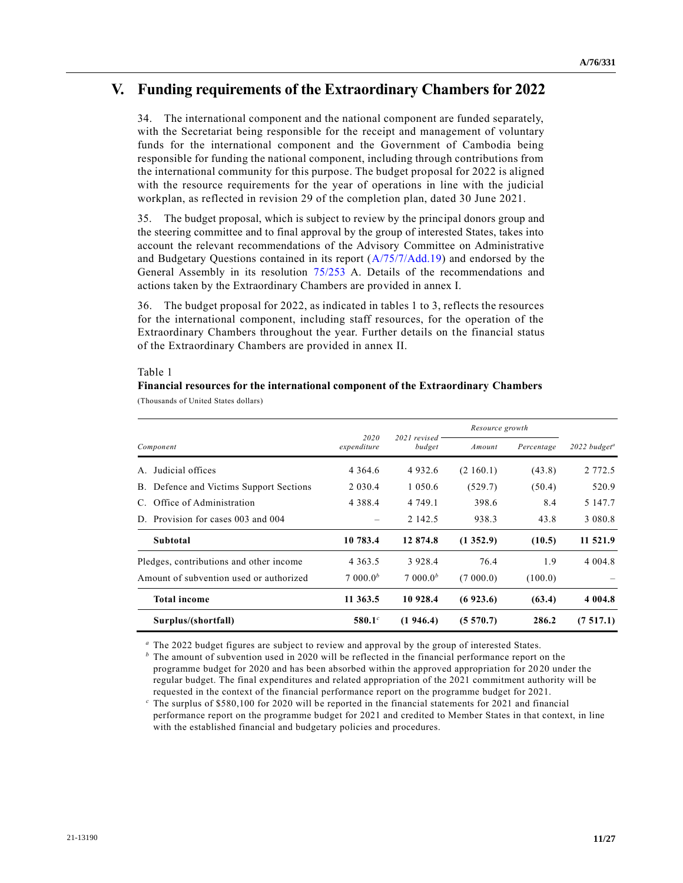# V. Funding requirements of the Extraordinary Chambers for 2022

34. The international component and the national component are funded separately, with the Secretariat being responsible for the receipt and management of voluntary funds for the international component and the Government of Cambodia being responsible for funding the national component, including through contributions from the international community for this purpose. The budget proposal for 2022 is aligned with the resource requirements for the year of operations in line with the judicial workplan, as reflected in revision 29 of the completion plan, dated 30 June 2021.

35. The budget proposal, which is subject to review by the principal donors group and the steering committee and to final approval by the group of interested States, takes into account the relevant recommendations of the Advisory Committee on Administrative and Budgetary Questions contained in its report (A/75/7/Add.19) and endorsed by the General Assembly in its resolution 75/253 A. Details of the recommendations and actions taken by the Extraordinary Chambers are provided in annex I.

36. The budget proposal for 2022, as indicated in tables 1 to 3, reflects the resources for the international component, including staff resources, for the operation of the Extraordinary Chambers throughout the year. Further details on the financial status of the Extraordinary Chambers are provided in annex II.

Table 1

**Financial resources for the international component of the Extraordinary Chambers**

(Thousands of United States dollars)

| Component | 2020 expenditure | 2021 revised budget | Resource growth | | 2022 budget[a] |
|---|---|---|---|---|---|
| | | | *Amount* | *Percentage* | |
| A. Judicial offices | 4 364.6 | 4 932.6 | (2 160.1) | (43.8) | 2 772.5 |
| B. Defence and Victims Support Sections | 2 030.4 | 1 050.6 | (529.7) | (50.4) | 520.9 |
| C. Office of Administration | 4 388.4 | 4 749.1 | 398.6 | 8.4 | 5 147.7 |
| D. Provision for cases 003 and 004 | – | 2 142.5 | 938.3 | 43.8 | 3 080.8 |
| **Subtotal** | **10 783.4** | **12 874.8** | **(1 352.9)** | **(10.5)** | **11 521.9** |
| Pledges, contributions and other income | 4 363.5 | 3 928.4 | 76.4 | 1.9 | 4 004.8 |
| Amount of subvention used or authorized | 7 000.0[b] | 7 000.0[b] | (7 000.0) | (100.0) | – |
| **Total income** | **11 363.5** | **10 928.4** | **(6 923.6)** | **(63.4)** | **4 004.8** |
| **Surplus/(shortfall)** | **580.1**[c] | **(1 946.4)** | **(5 570.7)** | **286.2** | **(7 517.1)** |

[a] The 2022 budget figures are subject to review and approval by the group of interested States.

[b] The amount of subvention used in 2020 will be reflected in the financial performance report on the programme budget for 2020 and has been absorbed within the approved appropriation for 2020 under the regular budget. The final expenditures and related appropriation of the 2021 commitment authority will be requested in the context of the financial performance report on the programme budget for 2021.

[c] The surplus of $580,100 for 2020 will be reported in the financial statements for 2021 and financial performance report on the programme budget for 2021 and credited to Member States in that context, in line with the established financial and budgetary policies and procedures.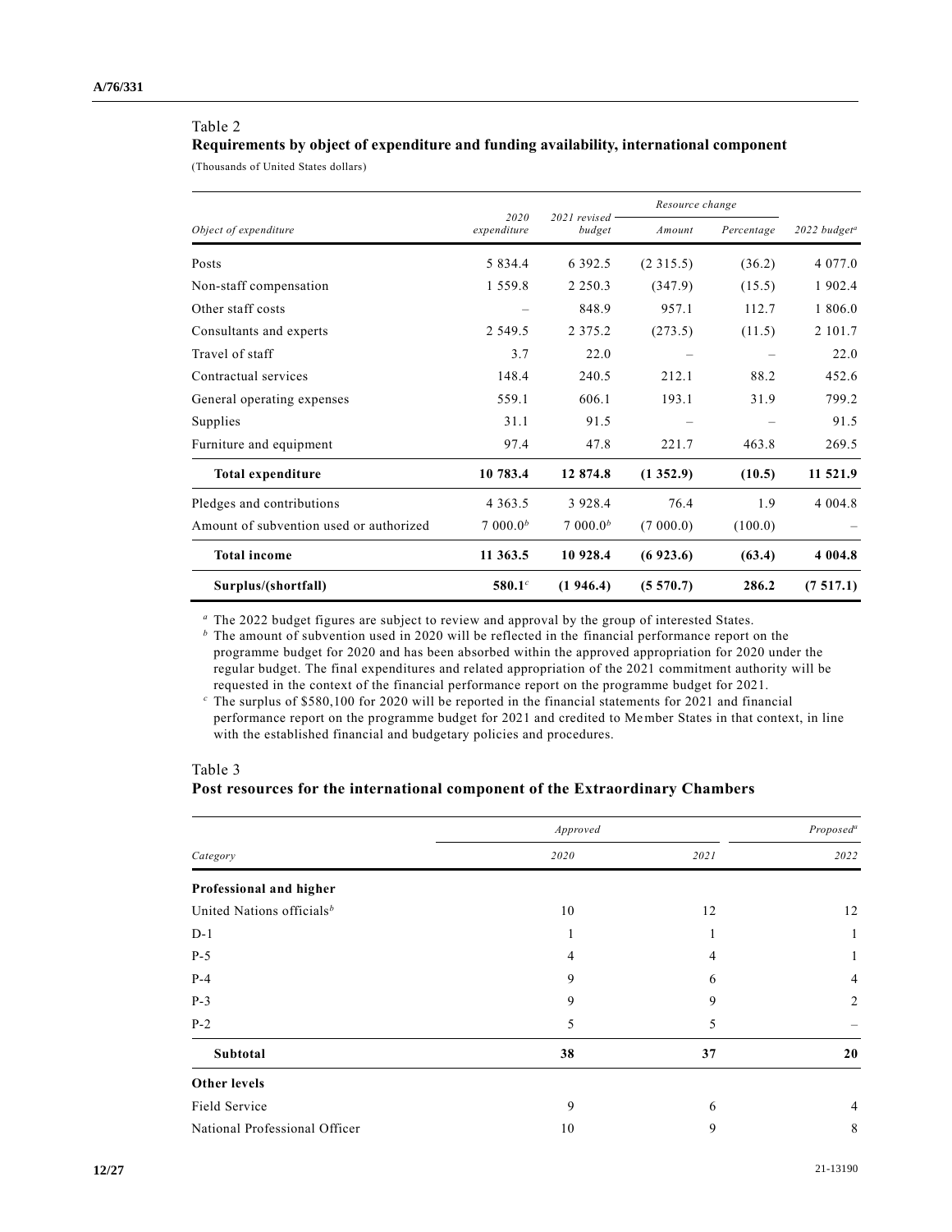Table 2

**Requirements by object of expenditure and funding availability, international component**

(Thousands of United States dollars)

| Object of expenditure | 2020 expenditure | 2021 revised budget | Resource change | | 2022 budget[a] |
|---|---|---|---|---|---|
| | | | Amount | Percentage | |
| Posts | 5 834.4 | 6 392.5 | (2 315.5) | (36.2) | 4 077.0 |
| Non-staff compensation | 1 559.8 | 2 250.3 | (347.9) | (15.5) | 1 902.4 |
| Other staff costs | – | 848.9 | 957.1 | 112.7 | 1 806.0 |
| Consultants and experts | 2 549.5 | 2 375.2 | (273.5) | (11.5) | 2 101.7 |
| Travel of staff | 3.7 | 22.0 | – | – | 22.0 |
| Contractual services | 148.4 | 240.5 | 212.1 | 88.2 | 452.6 |
| General operating expenses | 559.1 | 606.1 | 193.1 | 31.9 | 799.2 |
| Supplies | 31.1 | 91.5 | – | – | 91.5 |
| Furniture and equipment | 97.4 | 47.8 | 221.7 | 463.8 | 269.5 |
| **Total expenditure** | **10 783.4** | **12 874.8** | **(1 352.9)** | **(10.5)** | **11 521.9** |
| Pledges and contributions | 4 363.5 | 3 928.4 | 76.4 | 1.9 | 4 004.8 |
| Amount of subvention used or authorized | 7 000.0[b] | 7 000.0[b] | (7 000.0) | (100.0) | – |
| **Total income** | **11 363.5** | **10 928.4** | **(6 923.6)** | **(63.4)** | **4 004.8** |
| **Surplus/(shortfall)** | **580.1**[c] | **(1 946.4)** | **(5 570.7)** | **286.2** | **(7 517.1)** |

[a] The 2022 budget figures are subject to review and approval by the group of interested States.

[b] The amount of subvention used in 2020 will be reflected in the financial performance report on the programme budget for 2020 and has been absorbed within the approved appropriation for 2020 under the regular budget. The final expenditures and related appropriation of the 2021 commitment authority will be requested in the context of the financial performance report on the programme budget for 2021.

[c] The surplus of $580,100 for 2020 will be reported in the financial statements for 2021 and financial performance report on the programme budget for 2021 and credited to Member States in that context, in line with the established financial and budgetary policies and procedures.

Table 3

**Post resources for the international component of the Extraordinary Chambers**

| Category | Approved | | Proposed[a] |
|---|---|---|---|
| | 2020 | 2021 | 2022 |
| **Professional and higher** | | | |
| United Nations officials[b] | 10 | 12 | 12 |
| D-1 | 1 | 1 | 1 |
| P-5 | 4 | 4 | 1 |
| P-4 | 9 | 6 | 4 |
| P-3 | 9 | 9 | 2 |
| P-2 | 5 | 5 | – |
| **Subtotal** | **38** | **37** | **20** |
| **Other levels** | | | |
| Field Service | 9 | 6 | 4 |
| National Professional Officer | 10 | 9 | 8 |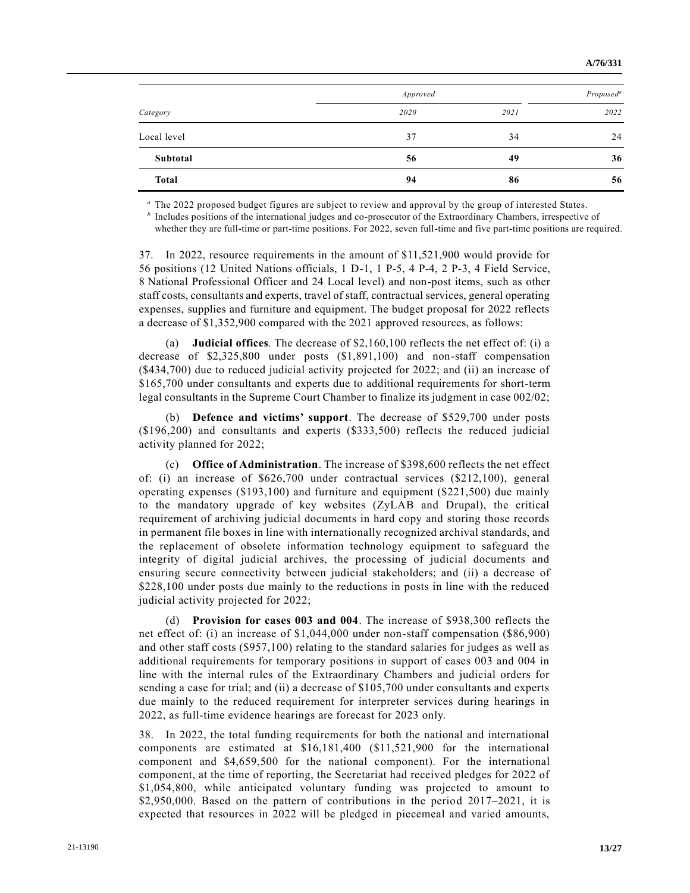| Category | Approved | | Proposed[a] |
|---|---|---|---|
| | 2020 | 2021 | 2022 |
| Local level | 37 | 34 | 24 |
| **Subtotal** | **56** | **49** | **36** |
| **Total** | **94** | **86** | **56** |

[a] The 2022 proposed budget figures are subject to review and approval by the group of interested States.

[b] Includes positions of the international judges and co-prosecutor of the Extraordinary Chambers, irrespective of whether they are full-time or part-time positions. For 2022, seven full-time and five part-time positions are required.

37. In 2022, resource requirements in the amount of $11,521,900 would provide for 56 positions (12 United Nations officials, 1 D-1, 1 P-5, 4 P-4, 2 P-3, 4 Field Service, 8 National Professional Officer and 24 Local level) and non-post items, such as other staff costs, consultants and experts, travel of staff, contractual services, general operating expenses, supplies and furniture and equipment. The budget proposal for 2022 reflects a decrease of $1,352,900 compared with the 2021 approved resources, as follows:

(a) **Judicial offices**. The decrease of $2,160,100 reflects the net effect of: (i) a decrease of $2,325,800 under posts ($1,891,100) and non-staff compensation ($434,700) due to reduced judicial activity projected for 2022; and (ii) an increase of $165,700 under consultants and experts due to additional requirements for short-term legal consultants in the Supreme Court Chamber to finalize its judgment in case 002/02;

(b) **Defence and victims' support**. The decrease of $529,700 under posts ($196,200) and consultants and experts ($333,500) reflects the reduced judicial activity planned for 2022;

(c) **Office of Administration**. The increase of $398,600 reflects the net effect of: (i) an increase of $626,700 under contractual services ($212,100), general operating expenses ($193,100) and furniture and equipment ($221,500) due mainly to the mandatory upgrade of key websites (ZyLAB and Drupal), the critical requirement of archiving judicial documents in hard copy and storing those records in permanent file boxes in line with internationally recognized archival standards, and the replacement of obsolete information technology equipment to safeguard the integrity of digital judicial archives, the processing of judicial documents and ensuring secure connectivity between judicial stakeholders; and (ii) a decrease of $228,100 under posts due mainly to the reductions in posts in line with the reduced judicial activity projected for 2022;

(d) **Provision for cases 003 and 004**. The increase of $938,300 reflects the net effect of: (i) an increase of $1,044,000 under non-staff compensation ($86,900) and other staff costs ($957,100) relating to the standard salaries for judges as well as additional requirements for temporary positions in support of cases 003 and 004 in line with the internal rules of the Extraordinary Chambers and judicial orders for sending a case for trial; and (ii) a decrease of $105,700 under consultants and experts due mainly to the reduced requirement for interpreter services during hearings in 2022, as full-time evidence hearings are forecast for 2023 only.

38. In 2022, the total funding requirements for both the national and international components are estimated at $16,181,400 ($11,521,900 for the international component and $4,659,500 for the national component). For the international component, at the time of reporting, the Secretariat had received pledges for 2022 of $1,054,800, while anticipated voluntary funding was projected to amount to $2,950,000. Based on the pattern of contributions in the period 2017–2021, it is expected that resources in 2022 will be pledged in piecemeal and varied amounts,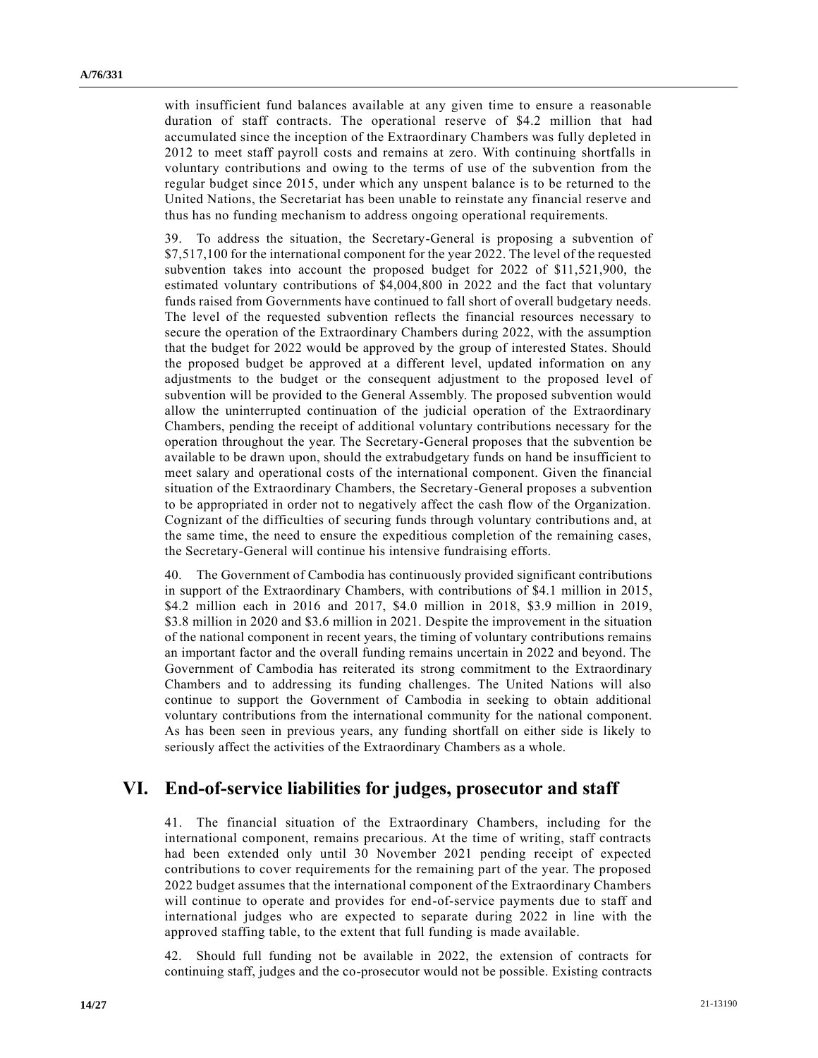with insufficient fund balances available at any given time to ensure a reasonable duration of staff contracts. The operational reserve of $4.2 million that had accumulated since the inception of the Extraordinary Chambers was fully depleted in 2012 to meet staff payroll costs and remains at zero. With continuing shortfalls in voluntary contributions and owing to the terms of use of the subvention from the regular budget since 2015, under which any unspent balance is to be returned to the United Nations, the Secretariat has been unable to reinstate any financial reserve and thus has no funding mechanism to address ongoing operational requirements.

39. To address the situation, the Secretary-General is proposing a subvention of $7,517,100 for the international component for the year 2022. The level of the requested subvention takes into account the proposed budget for 2022 of $11,521,900, the estimated voluntary contributions of $4,004,800 in 2022 and the fact that voluntary funds raised from Governments have continued to fall short of overall budgetary needs. The level of the requested subvention reflects the financial resources necessary to secure the operation of the Extraordinary Chambers during 2022, with the assumption that the budget for 2022 would be approved by the group of interested States. Should the proposed budget be approved at a different level, updated information on any adjustments to the budget or the consequent adjustment to the proposed level of subvention will be provided to the General Assembly. The proposed subvention would allow the uninterrupted continuation of the judicial operation of the Extraordinary Chambers, pending the receipt of additional voluntary contributions necessary for the operation throughout the year. The Secretary-General proposes that the subvention be available to be drawn upon, should the extrabudgetary funds on hand be insufficient to meet salary and operational costs of the international component. Given the financial situation of the Extraordinary Chambers, the Secretary-General proposes a subvention to be appropriated in order not to negatively affect the cash flow of the Organization. Cognizant of the difficulties of securing funds through voluntary contributions and, at the same time, the need to ensure the expeditious completion of the remaining cases, the Secretary-General will continue his intensive fundraising efforts.

40. The Government of Cambodia has continuously provided significant contributions in support of the Extraordinary Chambers, with contributions of $4.1 million in 2015, $4.2 million each in 2016 and 2017, $4.0 million in 2018, $3.9 million in 2019, $3.8 million in 2020 and $3.6 million in 2021. Despite the improvement in the situation of the national component in recent years, the timing of voluntary contributions remains an important factor and the overall funding remains uncertain in 2022 and beyond. The Government of Cambodia has reiterated its strong commitment to the Extraordinary Chambers and to addressing its funding challenges. The United Nations will also continue to support the Government of Cambodia in seeking to obtain additional voluntary contributions from the international community for the national component. As has been seen in previous years, any funding shortfall on either side is likely to seriously affect the activities of the Extraordinary Chambers as a whole.

# VI. End-of-service liabilities for judges, prosecutor and staff

41. The financial situation of the Extraordinary Chambers, including for the international component, remains precarious. At the time of writing, staff contracts had been extended only until 30 November 2021 pending receipt of expected contributions to cover requirements for the remaining part of the year. The proposed 2022 budget assumes that the international component of the Extraordinary Chambers will continue to operate and provides for end-of-service payments due to staff and international judges who are expected to separate during 2022 in line with the approved staffing table, to the extent that full funding is made available.

42. Should full funding not be available in 2022, the extension of contracts for continuing staff, judges and the co-prosecutor would not be possible. Existing contracts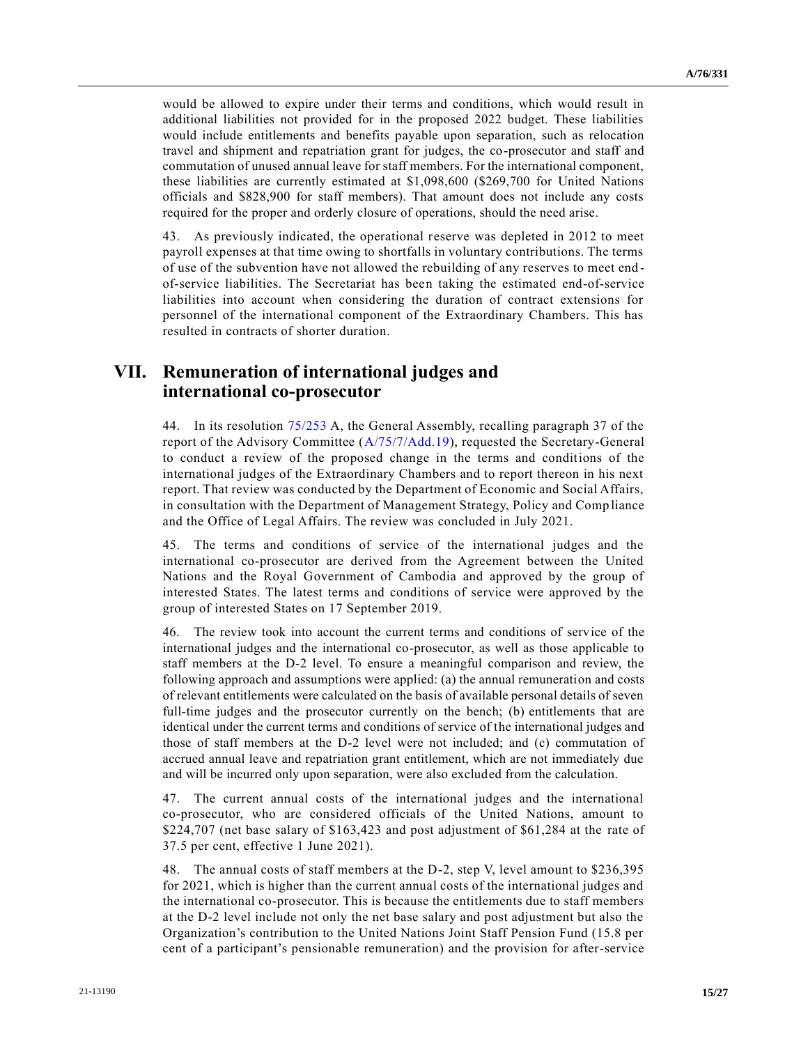would be allowed to expire under their terms and conditions, which would result in additional liabilities not provided for in the proposed 2022 budget. These liabilities would include entitlements and benefits payable upon separation, such as relocation travel and shipment and repatriation grant for judges, the co-prosecutor and staff and commutation of unused annual leave for staff members. For the international component, these liabilities are currently estimated at $1,098,600 ($269,700 for United Nations officials and $828,900 for staff members). That amount does not include any costs required for the proper and orderly closure of operations, should the need arise.

43. As previously indicated, the operational reserve was depleted in 2012 to meet payroll expenses at that time owing to shortfalls in voluntary contributions. The terms of use of the subvention have not allowed the rebuilding of any reserves to meet end-of-service liabilities. The Secretariat has been taking the estimated end-of-service liabilities into account when considering the duration of contract extensions for personnel of the international component of the Extraordinary Chambers. This has resulted in contracts of shorter duration.

# VII. Remuneration of international judges and international co-prosecutor

44. In its resolution 75/253 A, the General Assembly, recalling paragraph 37 of the report of the Advisory Committee (A/75/7/Add.19), requested the Secretary-General to conduct a review of the proposed change in the terms and conditions of the international judges of the Extraordinary Chambers and to report thereon in his next report. That review was conducted by the Department of Economic and Social Affairs, in consultation with the Department of Management Strategy, Policy and Compliance and the Office of Legal Affairs. The review was concluded in July 2021.

45. The terms and conditions of service of the international judges and the international co-prosecutor are derived from the Agreement between the United Nations and the Royal Government of Cambodia and approved by the group of interested States. The latest terms and conditions of service were approved by the group of interested States on 17 September 2019.

46. The review took into account the current terms and conditions of service of the international judges and the international co-prosecutor, as well as those applicable to staff members at the D-2 level. To ensure a meaningful comparison and review, the following approach and assumptions were applied: (a) the annual remuneration and costs of relevant entitlements were calculated on the basis of available personal details of seven full-time judges and the prosecutor currently on the bench; (b) entitlements that are identical under the current terms and conditions of service of the international judges and those of staff members at the D-2 level were not included; and (c) commutation of accrued annual leave and repatriation grant entitlement, which are not immediately due and will be incurred only upon separation, were also excluded from the calculation.

47. The current annual costs of the international judges and the international co-prosecutor, who are considered officials of the United Nations, amount to $224,707 (net base salary of $163,423 and post adjustment of $61,284 at the rate of 37.5 per cent, effective 1 June 2021).

48. The annual costs of staff members at the D-2, step V, level amount to $236,395 for 2021, which is higher than the current annual costs of the international judges and the international co-prosecutor. This is because the entitlements due to staff members at the D-2 level include not only the net base salary and post adjustment but also the Organization's contribution to the United Nations Joint Staff Pension Fund (15.8 per cent of a participant's pensionable remuneration) and the provision for after-service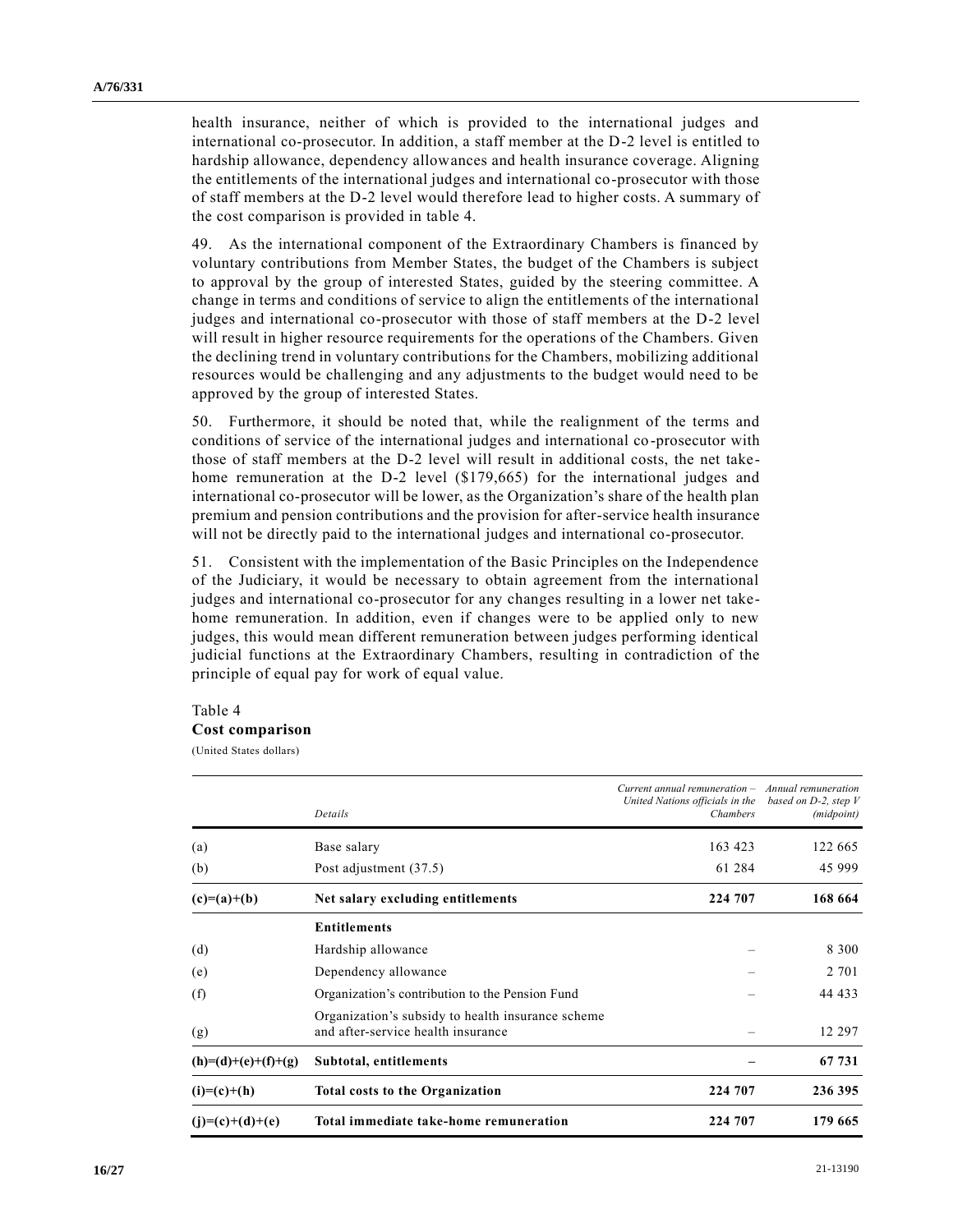health insurance, neither of which is provided to the international judges and international co-prosecutor. In addition, a staff member at the D-2 level is entitled to hardship allowance, dependency allowances and health insurance coverage. Aligning the entitlements of the international judges and international co-prosecutor with those of staff members at the D-2 level would therefore lead to higher costs. A summary of the cost comparison is provided in table 4.

49. As the international component of the Extraordinary Chambers is financed by voluntary contributions from Member States, the budget of the Chambers is subject to approval by the group of interested States, guided by the steering committee. A change in terms and conditions of service to align the entitlements of the international judges and international co-prosecutor with those of staff members at the D-2 level will result in higher resource requirements for the operations of the Chambers. Given the declining trend in voluntary contributions for the Chambers, mobilizing additional resources would be challenging and any adjustments to the budget would need to be approved by the group of interested States.

50. Furthermore, it should be noted that, while the realignment of the terms and conditions of service of the international judges and international co-prosecutor with those of staff members at the D-2 level will result in additional costs, the net take-home remuneration at the D-2 level ($179,665) for the international judges and international co-prosecutor will be lower, as the Organization's share of the health plan premium and pension contributions and the provision for after-service health insurance will not be directly paid to the international judges and international co-prosecutor.

51. Consistent with the implementation of the Basic Principles on the Independence of the Judiciary, it would be necessary to obtain agreement from the international judges and international co-prosecutor for any changes resulting in a lower net take-home remuneration. In addition, even if changes were to be applied only to new judges, this would mean different remuneration between judges performing identical judicial functions at the Extraordinary Chambers, resulting in contradiction of the principle of equal pay for work of equal value.

Table 4
**Cost comparison**
(United States dollars)

| | *Details* | *Current annual remuneration – United Nations officials in the Chambers* | *Annual remuneration based on D-2, step V (midpoint)* |
|---|---|---|---|
| (a) | Base salary | 163 423 | 122 665 |
| (b) | Post adjustment (37.5) | 61 284 | 45 999 |
| **(c)=(a)+(b)** | **Net salary excluding entitlements** | **224 707** | **168 664** |
| | **Entitlements** | | |
| (d) | Hardship allowance | – | 8 300 |
| (e) | Dependency allowance | – | 2 701 |
| (f) | Organization's contribution to the Pension Fund | – | 44 433 |
| (g) | Organization's subsidy to health insurance scheme and after-service health insurance | – | 12 297 |
| **(h)=(d)+(e)+(f)+(g)** | **Subtotal, entitlements** | **–** | **67 731** |
| **(i)=(c)+(h)** | **Total costs to the Organization** | **224 707** | **236 395** |
| **(j)=(c)+(d)+(e)** | **Total immediate take-home remuneration** | **224 707** | **179 665** |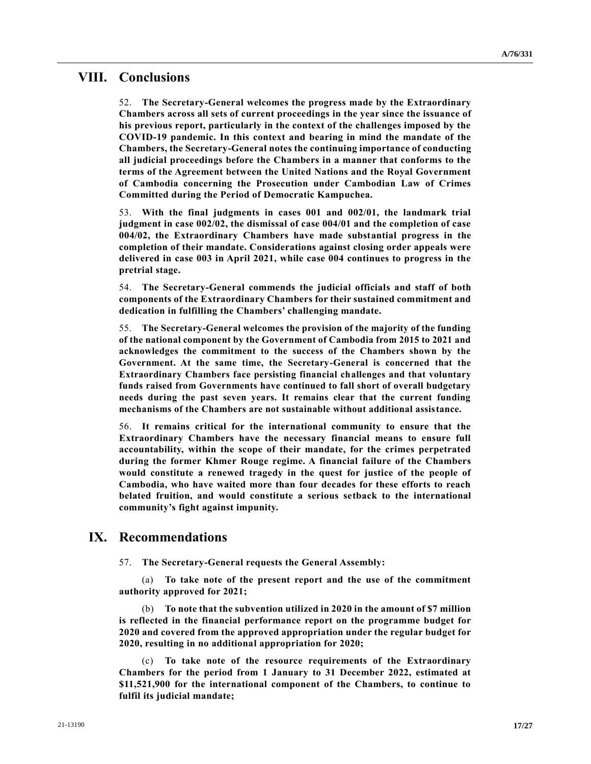## VIII. Conclusions

52. **The Secretary-General welcomes the progress made by the Extraordinary Chambers across all sets of current proceedings in the year since the issuance of his previous report, particularly in the context of the challenges imposed by the COVID-19 pandemic. In this context and bearing in mind the mandate of the Chambers, the Secretary-General notes the continuing importance of conducting all judicial proceedings before the Chambers in a manner that conforms to the terms of the Agreement between the United Nations and the Royal Government of Cambodia concerning the Prosecution under Cambodian Law of Crimes Committed during the Period of Democratic Kampuchea.**

53. **With the final judgments in cases 001 and 002/01, the landmark trial judgment in case 002/02, the dismissal of case 004/01 and the completion of case 004/02, the Extraordinary Chambers have made substantial progress in the completion of their mandate. Considerations against closing order appeals were delivered in case 003 in April 2021, while case 004 continues to progress in the pretrial stage.**

54. **The Secretary-General commends the judicial officials and staff of both components of the Extraordinary Chambers for their sustained commitment and dedication in fulfilling the Chambers' challenging mandate.**

55. **The Secretary-General welcomes the provision of the majority of the funding of the national component by the Government of Cambodia from 2015 to 2021 and acknowledges the commitment to the success of the Chambers shown by the Government. At the same time, the Secretary-General is concerned that the Extraordinary Chambers face persisting financial challenges and that voluntary funds raised from Governments have continued to fall short of overall budgetary needs during the past seven years. It remains clear that the current funding mechanisms of the Chambers are not sustainable without additional assistance.**

56. **It remains critical for the international community to ensure that the Extraordinary Chambers have the necessary financial means to ensure full accountability, within the scope of their mandate, for the crimes perpetrated during the former Khmer Rouge regime. A financial failure of the Chambers would constitute a renewed tragedy in the quest for justice of the people of Cambodia, who have waited more than four decades for these efforts to reach belated fruition, and would constitute a serious setback to the international community's fight against impunity.**

## IX. Recommendations

57. **The Secretary-General requests the General Assembly:**

(a) **To take note of the present report and the use of the commitment authority approved for 2021;**

(b) **To note that the subvention utilized in 2020 in the amount of $7 million is reflected in the financial performance report on the programme budget for 2020 and covered from the approved appropriation under the regular budget for 2020, resulting in no additional appropriation for 2020;**

(c) **To take note of the resource requirements of the Extraordinary Chambers for the period from 1 January to 31 December 2022, estimated at $11,521,900 for the international component of the Chambers, to continue to fulfil its judicial mandate;**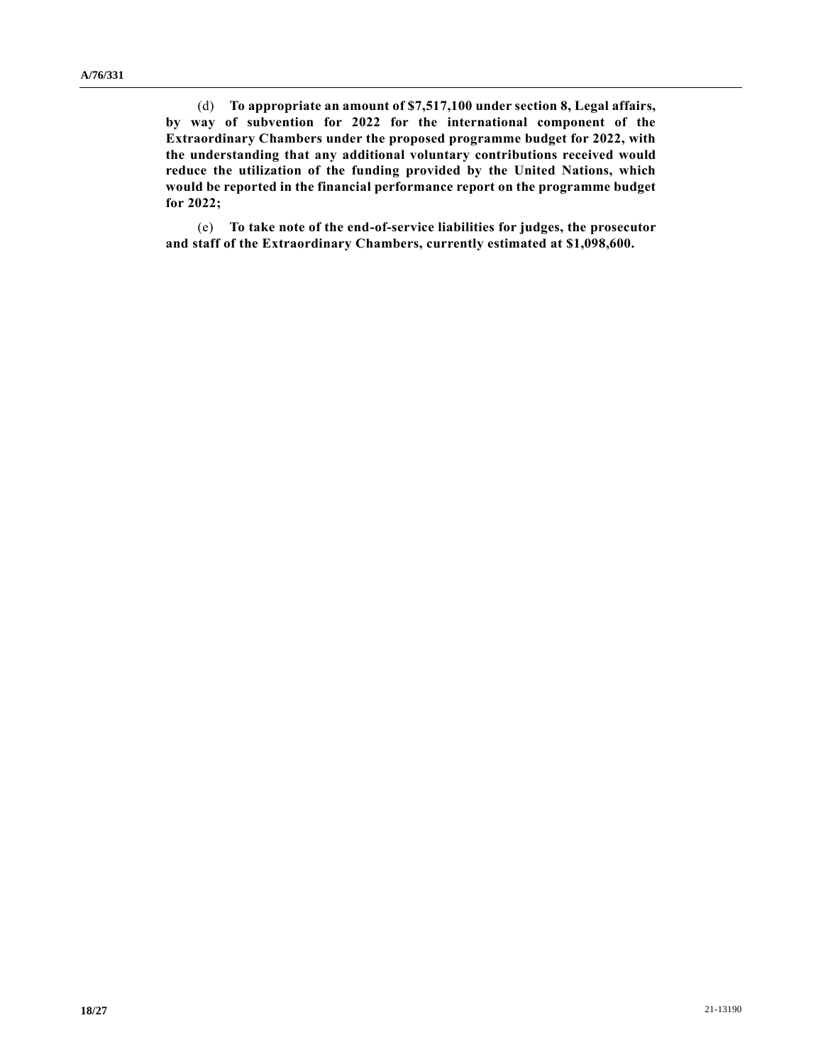(d) **To appropriate an amount of $7,517,100 under section 8, Legal affairs, by way of subvention for 2022 for the international component of the Extraordinary Chambers under the proposed programme budget for 2022, with the understanding that any additional voluntary contributions received would reduce the utilization of the funding provided by the United Nations, which would be reported in the financial performance report on the programme budget for 2022;**

(e) **To take note of the end-of-service liabilities for judges, the prosecutor and staff of the Extraordinary Chambers, currently estimated at $1,098,600.**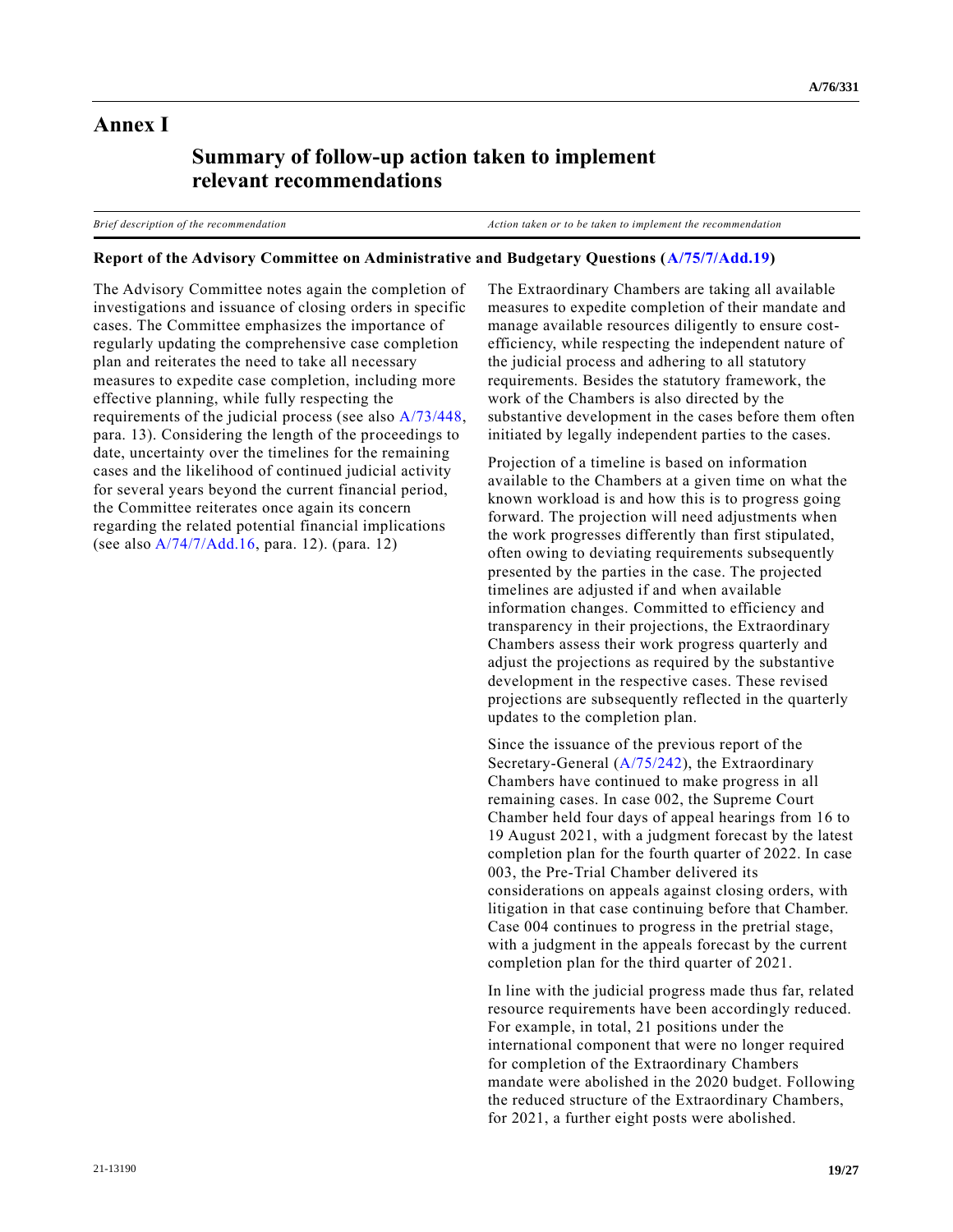# Annex I

## Summary of follow-up action taken to implement relevant recommendations

| *Brief description of the recommendation* | *Action taken or to be taken to implement the recommendation* |
|---|---|
| **Report of the Advisory Committee on Administrative and Budgetary Questions (A/75/7/Add.19)** | |
| The Advisory Committee notes again the completion of investigations and issuance of closing orders in specific cases. The Committee emphasizes the importance of regularly updating the comprehensive case completion plan and reiterates the need to take all necessary measures to expedite case completion, including more effective planning, while fully respecting the requirements of the judicial process (see also A/73/448, para. 13). Considering the length of the proceedings to date, uncertainty over the timelines for the remaining cases and the likelihood of continued judicial activity for several years beyond the current financial period, the Committee reiterates once again its concern regarding the related potential financial implications (see also A/74/7/Add.16, para. 12). (para. 12) | The Extraordinary Chambers are taking all available measures to expedite completion of their mandate and manage available resources diligently to ensure cost-efficiency, while respecting the independent nature of the judicial process and adhering to all statutory requirements. Besides the statutory framework, the work of the Chambers is also directed by the substantive development in the cases before them often initiated by legally independent parties to the cases.<br><br>Projection of a timeline is based on information available to the Chambers at a given time on what the known workload is and how this is to progress going forward. The projection will need adjustments when the work progresses differently than first stipulated, often owing to deviating requirements subsequently presented by the parties in the case. The projected timelines are adjusted if and when available information changes. Committed to efficiency and transparency in their projections, the Extraordinary Chambers assess their work progress quarterly and adjust the projections as required by the substantive development in the respective cases. These revised projections are subsequently reflected in the quarterly updates to the completion plan.<br><br>Since the issuance of the previous report of the Secretary-General (A/75/242), the Extraordinary Chambers have continued to make progress in all remaining cases. In case 002, the Supreme Court Chamber held four days of appeal hearings from 16 to 19 August 2021, with a judgment forecast by the latest completion plan for the fourth quarter of 2022. In case 003, the Pre-Trial Chamber delivered its considerations on appeals against closing orders, with litigation in that case continuing before that Chamber. Case 004 continues to progress in the pretrial stage, with a judgment in the appeals forecast by the current completion plan for the third quarter of 2021.<br><br>In line with the judicial progress made thus far, related resource requirements have been accordingly reduced. For example, in total, 21 positions under the international component that were no longer required for completion of the Extraordinary Chambers mandate were abolished in the 2020 budget. Following the reduced structure of the Extraordinary Chambers, for 2021, a further eight posts were abolished. |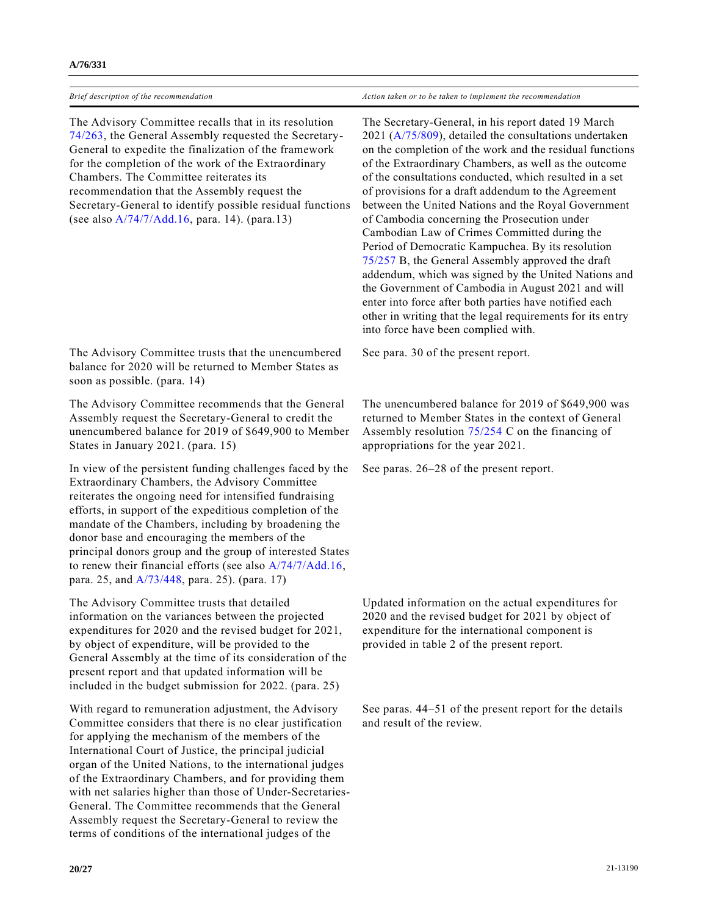| *Brief description of the recommendation* | *Action taken or to be taken to implement the recommendation* |
| --- | --- |
| The Advisory Committee recalls that in its resolution 74/263, the General Assembly requested the Secretary-General to expedite the finalization of the framework for the completion of the work of the Extraordinary Chambers. The Committee reiterates its recommendation that the Assembly request the Secretary-General to identify possible residual functions (see also A/74/7/Add.16, para. 14). (para.13) | The Secretary-General, in his report dated 19 March 2021 (A/75/809), detailed the consultations undertaken on the completion of the work and the residual functions of the Extraordinary Chambers, as well as the outcome of the consultations conducted, which resulted in a set of provisions for a draft addendum to the Agreement between the United Nations and the Royal Government of Cambodia concerning the Prosecution under Cambodian Law of Crimes Committed during the Period of Democratic Kampuchea. By its resolution 75/257 B, the General Assembly approved the draft addendum, which was signed by the United Nations and the Government of Cambodia in August 2021 and will enter into force after both parties have notified each other in writing that the legal requirements for its entry into force have been complied with. |
| The Advisory Committee trusts that the unencumbered balance for 2020 will be returned to Member States as soon as possible. (para. 14) | See para. 30 of the present report. |
| The Advisory Committee recommends that the General Assembly request the Secretary-General to credit the unencumbered balance for 2019 of $649,900 to Member States in January 2021. (para. 15) | The unencumbered balance for 2019 of $649,900 was returned to Member States in the context of General Assembly resolution 75/254 C on the financing of appropriations for the year 2021. |
| In view of the persistent funding challenges faced by the Extraordinary Chambers, the Advisory Committee reiterates the ongoing need for intensified fundraising efforts, in support of the expeditious completion of the mandate of the Chambers, including by broadening the donor base and encouraging the members of the principal donors group and the group of interested States to renew their financial efforts (see also A/74/7/Add.16, para. 25, and A/73/448, para. 25). (para. 17) | See paras. 26–28 of the present report. |
| The Advisory Committee trusts that detailed information on the variances between the projected expenditures for 2020 and the revised budget for 2021, by object of expenditure, will be provided to the General Assembly at the time of its consideration of the present report and that updated information will be included in the budget submission for 2022. (para. 25) | Updated information on the actual expenditures for 2020 and the revised budget for 2021 by object of expenditure for the international component is provided in table 2 of the present report. |
| With regard to remuneration adjustment, the Advisory Committee considers that there is no clear justification for applying the mechanism of the members of the International Court of Justice, the principal judicial organ of the United Nations, to the international judges of the Extraordinary Chambers, and for providing them with net salaries higher than those of Under-Secretaries-General. The Committee recommends that the General Assembly request the Secretary-General to review the terms of conditions of the international judges of the | See paras. 44–51 of the present report for the details and result of the review. |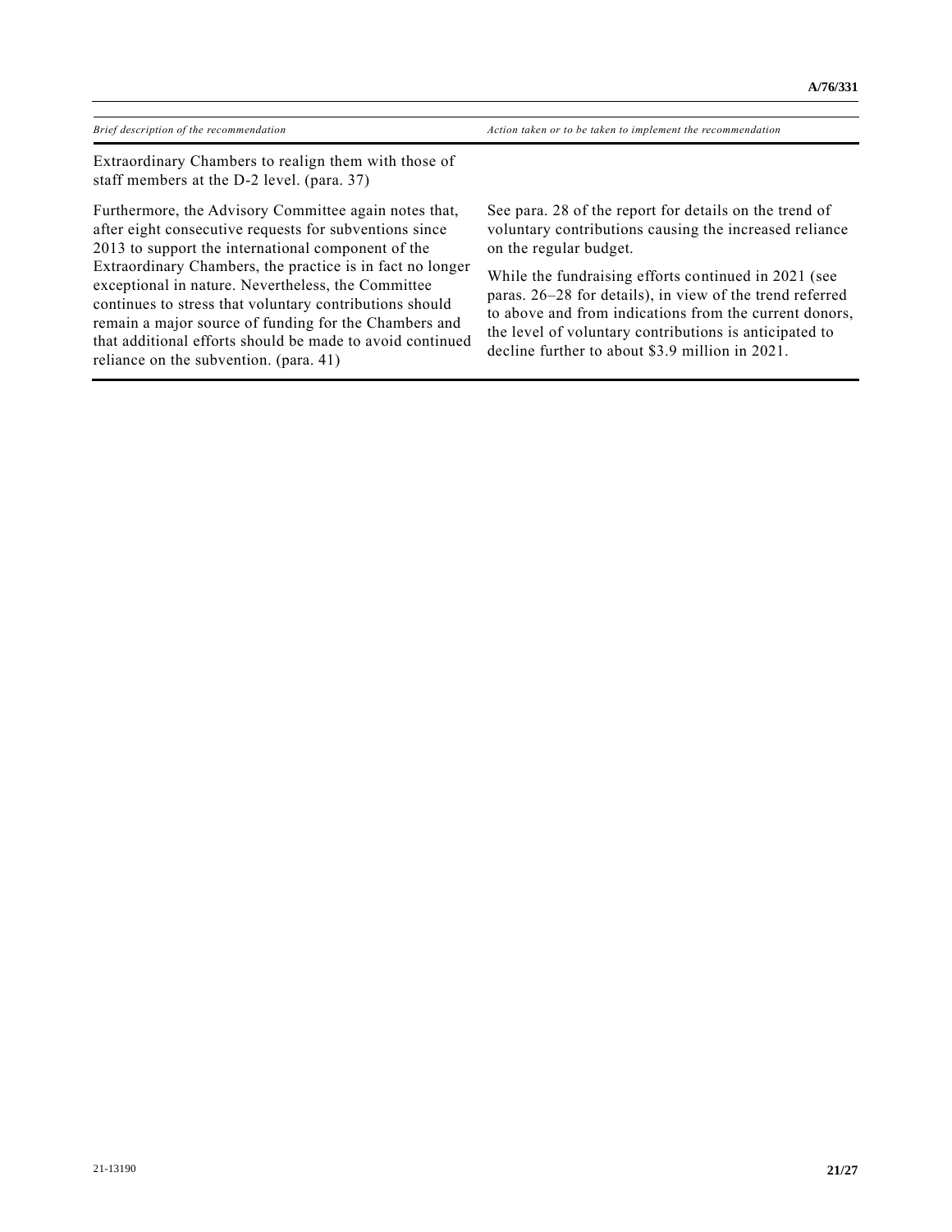| Brief description of the recommendation | Action taken or to be taken to implement the recommendation |
|---|---|
| Extraordinary Chambers to realign them with those of staff members at the D-2 level. (para. 37) | |
| Furthermore, the Advisory Committee again notes that, after eight consecutive requests for subventions since 2013 to support the international component of the Extraordinary Chambers, the practice is in fact no longer exceptional in nature. Nevertheless, the Committee continues to stress that voluntary contributions should remain a major source of funding for the Chambers and that additional efforts should be made to avoid continued reliance on the subvention. (para. 41) | See para. 28 of the report for details on the trend of voluntary contributions causing the increased reliance on the regular budget.<br><br>While the fundraising efforts continued in 2021 (see paras. 26–28 for details), in view of the trend referred to above and from indications from the current donors, the level of voluntary contributions is anticipated to decline further to about $3.9 million in 2021. |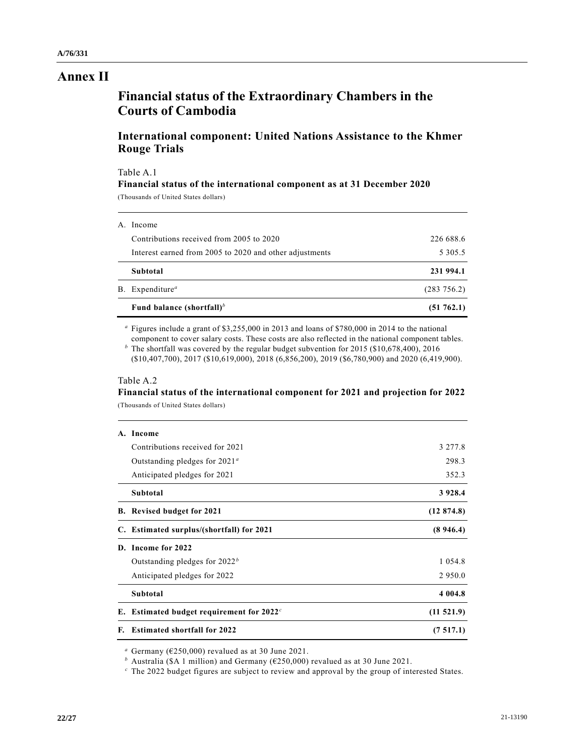# Annex II

## Financial status of the Extraordinary Chambers in the Courts of Cambodia

### International component: United Nations Assistance to the Khmer Rouge Trials

Table A.1

**Financial status of the international component as at 31 December 2020**

(Thousands of United States dollars)

| | |
|---|---|
| A. Income | |
| Contributions received from 2005 to 2020 | 226 688.6 |
| Interest earned from 2005 to 2020 and other adjustments | 5 305.5 |
| **Subtotal** | **231 994.1** |
| B. Expenditure[a] | (283 756.2) |
| **Fund balance (shortfall)**[b] | **(51 762.1)** |

[a] Figures include a grant of $3,255,000 in 2013 and loans of $780,000 in 2014 to the national component to cover salary costs. These costs are also reflected in the national component tables.

[b] The shortfall was covered by the regular budget subvention for 2015 ($10,678,400), 2016 ($10,407,700), 2017 ($10,619,000), 2018 (6,856,200), 2019 ($6,780,900) and 2020 (6,419,900).

Table A.2

**Financial status of the international component for 2021 and projection for 2022**

(Thousands of United States dollars)

| | |
|---|---|
| **A. Income** | |
| Contributions received for 2021 | 3 277.8 |
| Outstanding pledges for 2021[a] | 298.3 |
| Anticipated pledges for 2021 | 352.3 |
| **Subtotal** | **3 928.4** |
| **B. Revised budget for 2021** | **(12 874.8)** |
| **C. Estimated surplus/(shortfall) for 2021** | **(8 946.4)** |
| **D. Income for 2022** | |
| Outstanding pledges for 2022[b] | 1 054.8 |
| Anticipated pledges for 2022 | 2 950.0 |
| **Subtotal** | **4 004.8** |
| **E. Estimated budget requirement for 2022**[c] | **(11 521.9)** |
| **F. Estimated shortfall for 2022** | **(7 517.1)** |

[a] Germany (€250,000) revalued as at 30 June 2021.

[b] Australia ($A 1 million) and Germany (€250,000) revalued as at 30 June 2021.

[c] The 2022 budget figures are subject to review and approval by the group of interested States.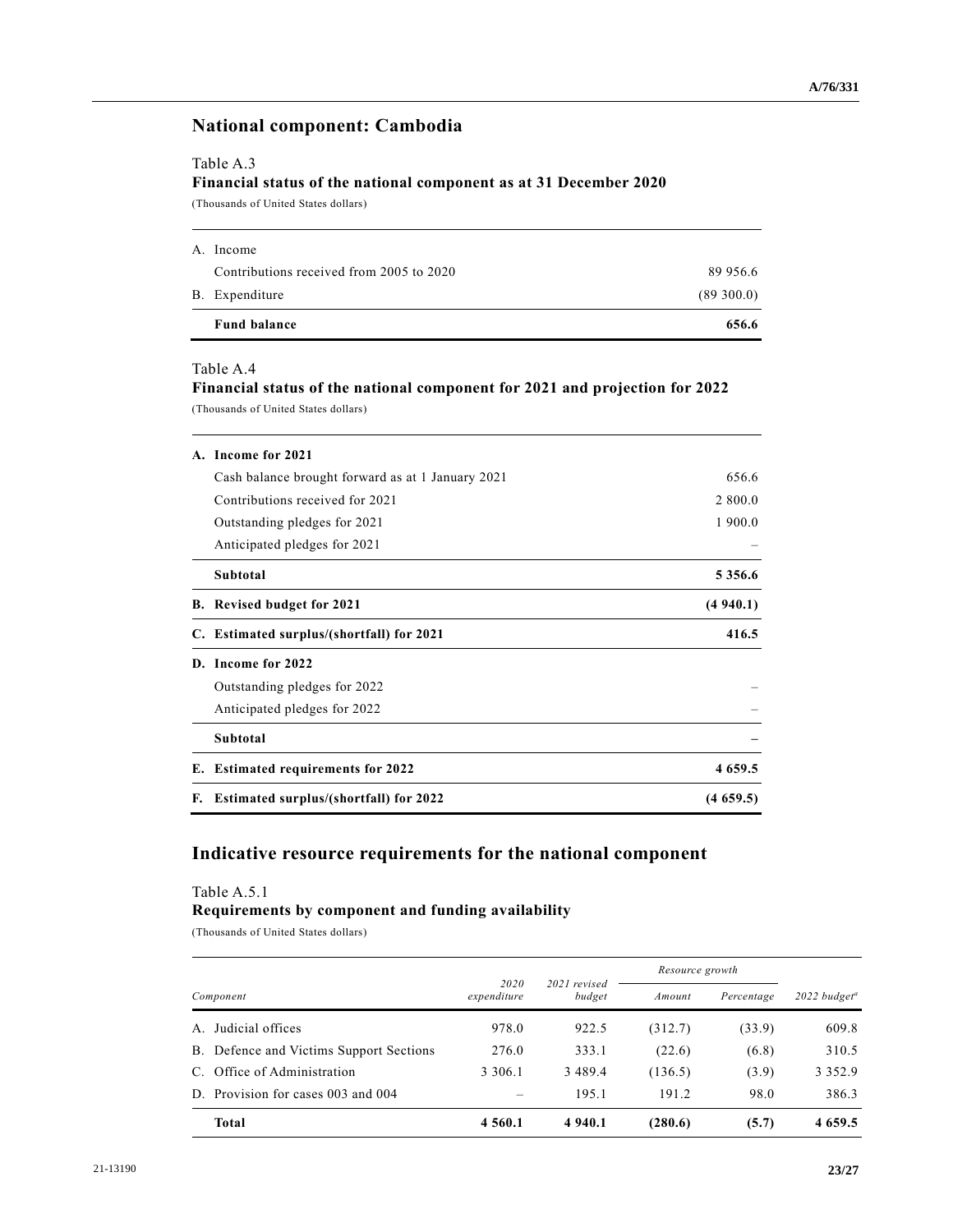## National component: Cambodia

Table A.3

**Financial status of the national component as at 31 December 2020**

(Thousands of United States dollars)

| | |
|---|---:|
| A. Income | |
| Contributions received from 2005 to 2020 | 89 956.6 |
| B. Expenditure | (89 300.0) |
| **Fund balance** | **656.6** |

Table A.4

**Financial status of the national component for 2021 and projection for 2022**

(Thousands of United States dollars)

| | |
|---|---:|
| **A. Income for 2021** | |
| Cash balance brought forward as at 1 January 2021 | 656.6 |
| Contributions received for 2021 | 2 800.0 |
| Outstanding pledges for 2021 | 1 900.0 |
| Anticipated pledges for 2021 | – |
| **Subtotal** | **5 356.6** |
| **B. Revised budget for 2021** | **(4 940.1)** |
| **C. Estimated surplus/(shortfall) for 2021** | **416.5** |
| **D. Income for 2022** | |
| Outstanding pledges for 2022 | – |
| Anticipated pledges for 2022 | – |
| **Subtotal** | **–** |
| **E. Estimated requirements for 2022** | **4 659.5** |
| **F. Estimated surplus/(shortfall) for 2022** | **(4 659.5)** |

## Indicative resource requirements for the national component

Table A.5.1

**Requirements by component and funding availability**

(Thousands of United States dollars)

| | | | Resource growth | | |
|---|---:|---:|---:|---:|---:|
| *Component* | *2020 expenditure* | *2021 revised budget* | *Amount* | *Percentage* | *2022 budget*[a] |
| A. Judicial offices | 978.0 | 922.5 | (312.7) | (33.9) | 609.8 |
| B. Defence and Victims Support Sections | 276.0 | 333.1 | (22.6) | (6.8) | 310.5 |
| C. Office of Administration | 3 306.1 | 3 489.4 | (136.5) | (3.9) | 3 352.9 |
| D. Provision for cases 003 and 004 | – | 195.1 | 191.2 | 98.0 | 386.3 |
| **Total** | **4 560.1** | **4 940.1** | **(280.6)** | **(5.7)** | **4 659.5** |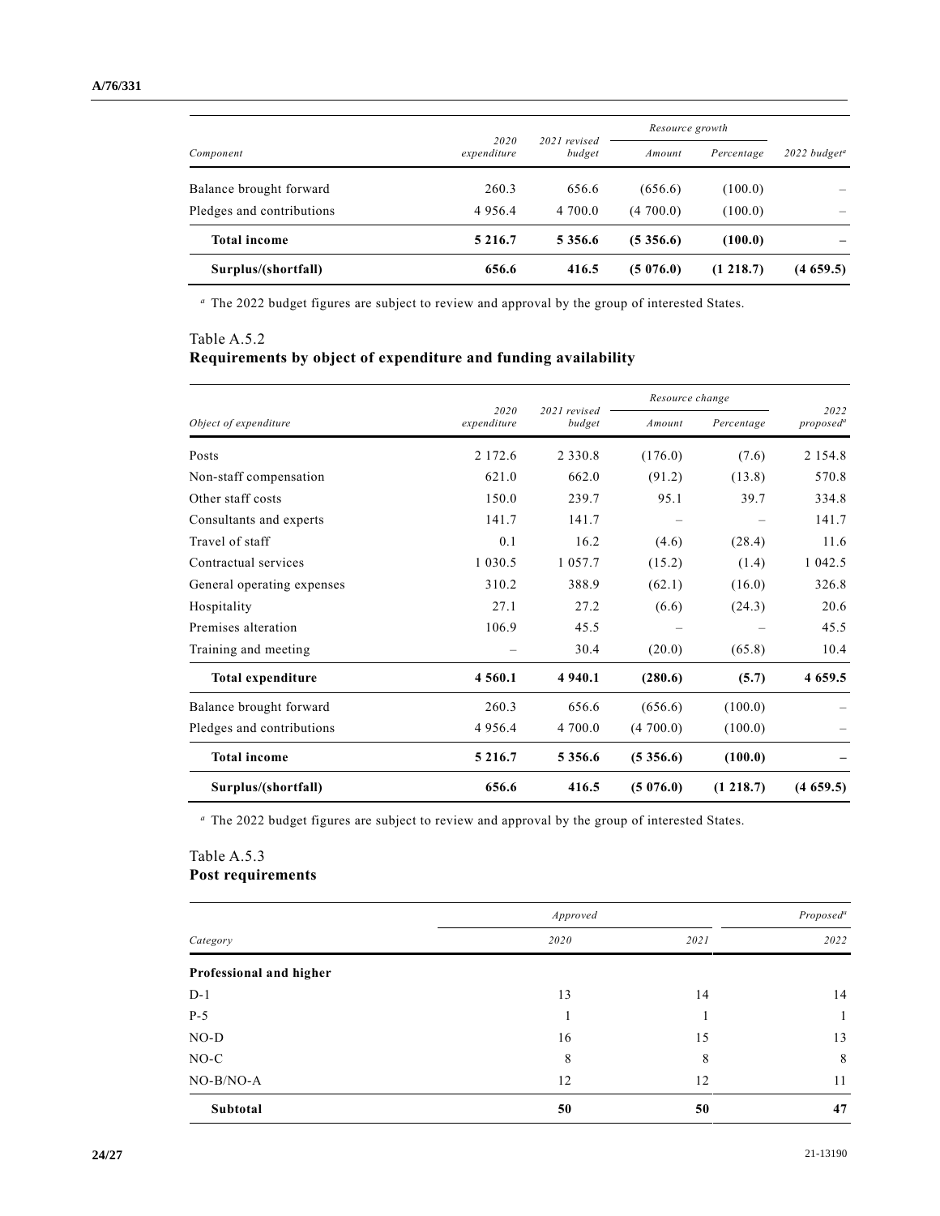| Component | 2020 expenditure | 2021 revised budget | Resource growth | | 2022 budget[a] |
|---|---|---|---|---|---|
| | | | Amount | Percentage | |
| Balance brought forward | 260.3 | 656.6 | (656.6) | (100.0) | – |
| Pledges and contributions | 4 956.4 | 4 700.0 | (4 700.0) | (100.0) | – |
| **Total income** | **5 216.7** | **5 356.6** | **(5 356.6)** | **(100.0)** | **–** |
| **Surplus/(shortfall)** | **656.6** | **416.5** | **(5 076.0)** | **(1 218.7)** | **(4 659.5)** |

[a] The 2022 budget figures are subject to review and approval by the group of interested States.

Table A.5.2
**Requirements by object of expenditure and funding availability**

| Object of expenditure | 2020 expenditure | 2021 revised budget | Resource change | | 2022 proposed[a] |
|---|---|---|---|---|---|
| | | | Amount | Percentage | |
| Posts | 2 172.6 | 2 330.8 | (176.0) | (7.6) | 2 154.8 |
| Non-staff compensation | 621.0 | 662.0 | (91.2) | (13.8) | 570.8 |
| Other staff costs | 150.0 | 239.7 | 95.1 | 39.7 | 334.8 |
| Consultants and experts | 141.7 | 141.7 | – | – | 141.7 |
| Travel of staff | 0.1 | 16.2 | (4.6) | (28.4) | 11.6 |
| Contractual services | 1 030.5 | 1 057.7 | (15.2) | (1.4) | 1 042.5 |
| General operating expenses | 310.2 | 388.9 | (62.1) | (16.0) | 326.8 |
| Hospitality | 27.1 | 27.2 | (6.6) | (24.3) | 20.6 |
| Premises alteration | 106.9 | 45.5 | – | – | 45.5 |
| Training and meeting | – | 30.4 | (20.0) | (65.8) | 10.4 |
| **Total expenditure** | **4 560.1** | **4 940.1** | **(280.6)** | **(5.7)** | **4 659.5** |
| Balance brought forward | 260.3 | 656.6 | (656.6) | (100.0) | – |
| Pledges and contributions | 4 956.4 | 4 700.0 | (4 700.0) | (100.0) | – |
| **Total income** | **5 216.7** | **5 356.6** | **(5 356.6)** | **(100.0)** | **–** |
| **Surplus/(shortfall)** | **656.6** | **416.5** | **(5 076.0)** | **(1 218.7)** | **(4 659.5)** |

[a] The 2022 budget figures are subject to review and approval by the group of interested States.

Table A.5.3
**Post requirements**

| Category | Approved | | Proposed[a] |
|---|---|---|---|
| | 2020 | 2021 | 2022 |
| **Professional and higher** | | | |
| D-1 | 13 | 14 | 14 |
| P-5 | 1 | 1 | 1 |
| NO-D | 16 | 15 | 13 |
| NO-C | 8 | 8 | 8 |
| NO-B/NO-A | 12 | 12 | 11 |
| **Subtotal** | **50** | **50** | **47** |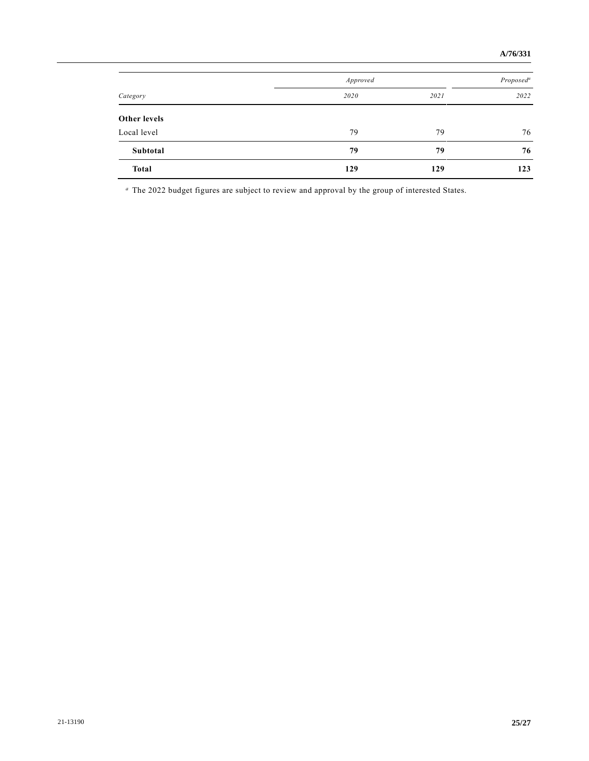| Category | Approved | | Proposed[a] |
|---|---|---|---|
| | 2020 | 2021 | 2022 |
| **Other levels** | | | |
| Local level | 79 | 79 | 76 |
| **Subtotal** | **79** | **79** | **76** |
| **Total** | **129** | **129** | **123** |

[a] The 2022 budget figures are subject to review and approval by the group of interested States.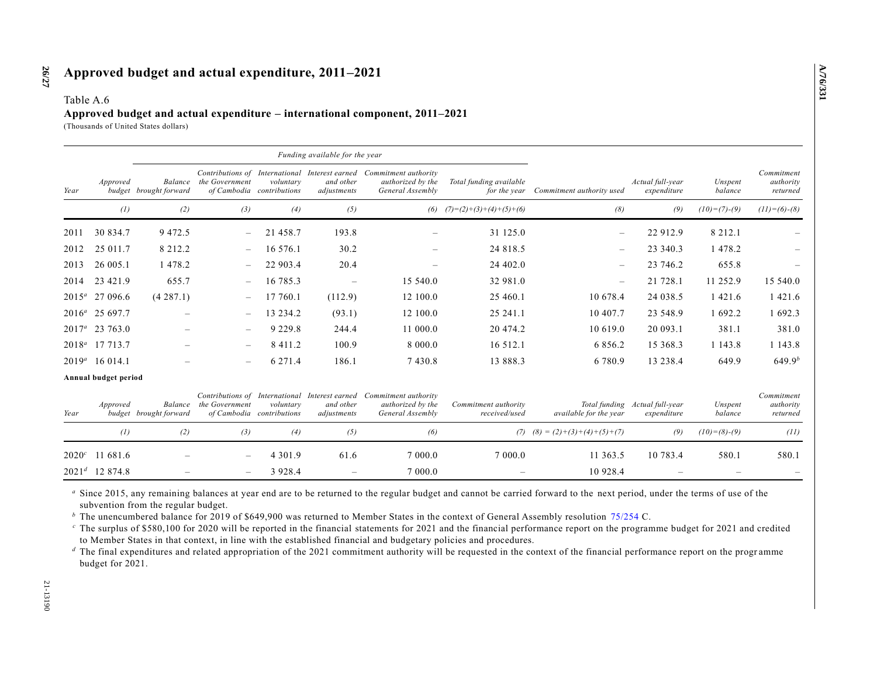# Approved budget and actual expenditure, 2011–2021

Table A.6

**Approved budget and actual expenditure – international component, 2011–2021**

(Thousands of United States dollars)

| | | Funding available for the year | | | | | | | | | |
|---|---|---|---|---|---|---|---|---|---|---|---|
| *Year* | *Approved budget* | *Balance brought forward* | *Contributions of the Government of Cambodia* | *International voluntary contributions* | *Interest earned and other adjustments* | *Commitment authority authorized by the General Assembly* | *Total funding available for the year* | *Commitment authority used* | *Actual full-year expenditure* | *Unspent balance* | *Commitment authority returned* |
| | *(1)* | *(2)* | *(3)* | *(4)* | *(5)* | *(6)* | *(7)=(2)+(3)+(4)+(5)+(6)* | *(8)* | *(9)* | *(10)=(7)-(9)* | *(11)=(6)-(8)* |
| 2011 | 30 834.7 | 9 472.5 | – | 21 458.7 | 193.8 | – | 31 125.0 | – | 22 912.9 | 8 212.1 | – |
| 2012 | 25 011.7 | 8 212.2 | – | 16 576.1 | 30.2 | – | 24 818.5 | – | 23 340.3 | 1 478.2 | – |
| 2013 | 26 005.1 | 1 478.2 | – | 22 903.4 | 20.4 | – | 24 402.0 | – | 23 746.2 | 655.8 | – |
| 2014 | 23 421.9 | 655.7 | – | 16 785.3 | – | 15 540.0 | 32 981.0 | – | 21 728.1 | 11 252.9 | 15 540.0 |
| 2015[a] | 27 096.6 | (4 287.1) | – | 17 760.1 | (112.9) | 12 100.0 | 25 460.1 | 10 678.4 | 24 038.5 | 1 421.6 | 1 421.6 |
| 2016[a] | 25 697.7 | – | – | 13 234.2 | (93.1) | 12 100.0 | 25 241.1 | 10 407.7 | 23 548.9 | 1 692.2 | 1 692.3 |
| 2017[a] | 23 763.0 | – | – | 9 229.8 | 244.4 | 11 000.0 | 20 474.2 | 10 619.0 | 20 093.1 | 381.1 | 381.0 |
| 2018[a] | 17 713.7 | – | – | 8 411.2 | 100.9 | 8 000.0 | 16 512.1 | 6 856.2 | 15 368.3 | 1 143.8 | 1 143.8 |
| 2019[a] | 16 014.1 | – | – | 6 271.4 | 186.1 | 7 430.8 | 13 888.3 | 6 780.9 | 13 238.4 | 649.9 | 649.9[b] |

**Annual budget period**

| *Year* | *Approved budget* | *Balance brought forward* | *Contributions of the Government of Cambodia* | *International voluntary contributions* | *Interest earned and other adjustments* | *Commitment authority authorized by the General Assembly* | *Commitment authority received/used* | *Total funding available for the year* | *Actual full-year expenditure* | *Unspent balance* | *Commitment authority returned* |
|---|---|---|---|---|---|---|---|---|---|---|---|
| | *(1)* | *(2)* | *(3)* | *(4)* | *(5)* | *(6)* | *(7)* | *(8) = (2)+(3)+(4)+(5)+(7)* | *(9)* | *(10)=(8)-(9)* | *(11)* |
| 2020[c] | 11 681.6 | – | – | 4 301.9 | 61.6 | 7 000.0 | 7 000.0 | 11 363.5 | 10 783.4 | 580.1 | 580.1 |
| 2021[d] | 12 874.8 | – | – | 3 928.4 | – | 7 000.0 | – | 10 928.4 | – | – | – |

[a] Since 2015, any remaining balances at year end are to be returned to the regular budget and cannot be carried forward to the next period, under the terms of use of the subvention from the regular budget.

[b] The unencumbered balance for 2019 of $649,900 was returned to Member States in the context of General Assembly resolution 75/254 C.

[c] The surplus of $580,100 for 2020 will be reported in the financial statements for 2021 and the financial performance report on the programme budget for 2021 and credited to Member States in that context, in line with the established financial and budgetary policies and procedures.

[d] The final expenditures and related appropriation of the 2021 commitment authority will be requested in the context of the financial performance report on the programme budget for 2021.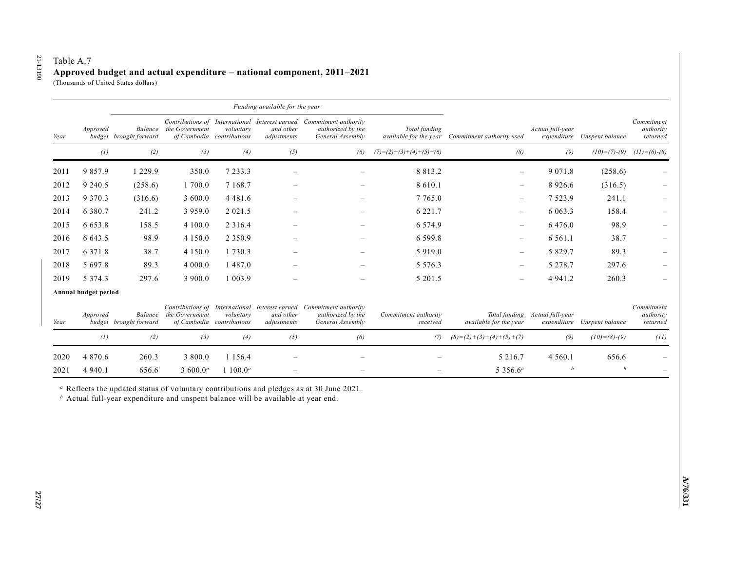Table A.7

**Approved budget and actual expenditure – national component, 2011–2021**

(Thousands of United States dollars)

| | | Funding available for the year | | | | | | | | | |
|---|---|---|---|---|---|---|---|---|---|---|---|
| *Year* | *Approved budget* | *Balance brought forward* | *Contributions of the Government of Cambodia* | *International voluntary contributions* | *Interest earned and other adjustments* | *Commitment authority authorized by the General Assembly* | *Total funding available for the year* | *Commitment authority used* | *Actual full-year expenditure* | *Unspent balance* | *Commitment authority returned* |
| | *(1)* | *(2)* | *(3)* | *(4)* | *(5)* | *(6)* | *(7)=(2)+(3)+(4)+(5)+(6)* | *(8)* | *(9)* | *(10)=(7)-(9)* | *(11)=(6)-(8)* |
| 2011 | 9 857.9 | 1 229.9 | 350.0 | 7 233.3 | – | – | 8 813.2 | – | 9 071.8 | (258.6) | – |
| 2012 | 9 240.5 | (258.6) | 1 700.0 | 7 168.7 | – | – | 8 610.1 | – | 8 926.6 | (316.5) | – |
| 2013 | 9 370.3 | (316.6) | 3 600.0 | 4 481.6 | – | – | 7 765.0 | – | 7 523.9 | 241.1 | – |
| 2014 | 6 380.7 | 241.2 | 3 959.0 | 2 021.5 | – | – | 6 221.7 | – | 6 063.3 | 158.4 | – |
| 2015 | 6 653.8 | 158.5 | 4 100.0 | 2 316.4 | – | – | 6 574.9 | – | 6 476.0 | 98.9 | – |
| 2016 | 6 643.5 | 98.9 | 4 150.0 | 2 350.9 | – | – | 6 599.8 | – | 6 561.1 | 38.7 | – |
| 2017 | 6 371.8 | 38.7 | 4 150.0 | 1 730.3 | – | – | 5 919.0 | – | 5 829.7 | 89.3 | – |
| 2018 | 5 697.8 | 89.3 | 4 000.0 | 1 487.0 | – | – | 5 576.3 | – | 5 278.7 | 297.6 | – |
| 2019 | 5 374.3 | 297.6 | 3 900.0 | 1 003.9 | – | – | 5 201.5 | – | 4 941.2 | 260.3 | – |
| **Annual budget period** | | | | | | | | | | | |
| *Year* | *Approved budget* | *Balance brought forward* | *Contributions of the Government of Cambodia* | *International voluntary contributions* | *Interest earned and other adjustments* | *Commitment authority authorized by the General Assembly* | *Commitment authority received* | *Total funding available for the year* | *Actual full-year expenditure* | *Unspent balance* | *Commitment authority returned* |
| | *(1)* | *(2)* | *(3)* | *(4)* | *(5)* | *(6)* | *(7)* | *(8)=(2)+(3)+(4)+(5)+(7)* | *(9)* | *(10)=(8)-(9)* | *(11)* |
| 2020 | 4 870.6 | 260.3 | 3 800.0 | 1 156.4 | – | – | – | 5 216.7 | 4 560.1 | 656.6 | – |
| 2021 | 4 940.1 | 656.6 | 3 600.0[a] | 1 100.0[a] | – | – | – | 5 356.6[a] | [b] | [b] | – |

[a] Reflects the updated status of voluntary contributions and pledges as at 30 June 2021.

[b] Actual full-year expenditure and unspent balance will be available at year end.